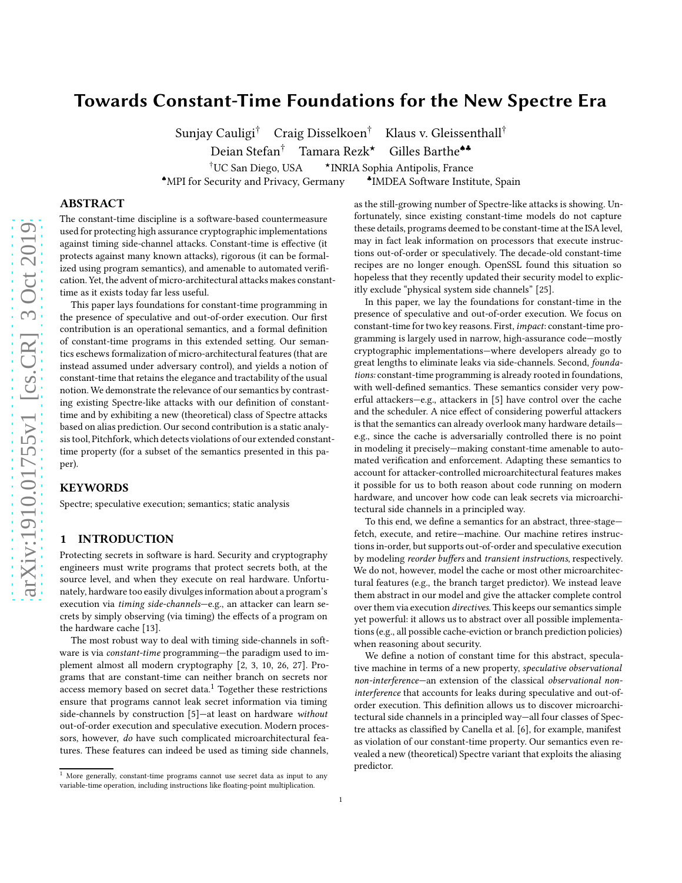# Towards Constant-Time Foundations for the New Spectre Era

Sunjay Cauligi[†] Craig Disselkoen[†] Klaus v. Gleissenthall[†]
Deian Stefan[†] Tamara Rezk[⋆] Gilles Barthe[♠♣]

[†]UC San Diego, USA [⋆]INRIA Sophia Antipolis, France
[♠]MPI for Security and Privacy, Germany [♣]IMDEA Software Institute, Spain

## ABSTRACT

The constant-time discipline is a software-based countermeasure used for protecting high assurance cryptographic implementations against timing side-channel attacks. Constant-time is effective (it protects against many known attacks), rigorous (it can be formalized using program semantics), and amenable to automated verification. Yet, the advent of micro-architectural attacks makes constant-time as it exists today far less useful.

This paper lays foundations for constant-time programming in the presence of speculative and out-of-order execution. Our first contribution is an operational semantics, and a formal definition of constant-time programs in this extended setting. Our semantics eschews formalization of micro-architectural features (that are instead assumed under adversary control), and yields a notion of constant-time that retains the elegance and tractability of the usual notion. We demonstrate the relevance of our semantics by contrasting existing Spectre-like attacks with our definition of constant-time and by exhibiting a new (theoretical) class of Spectre attacks based on alias prediction. Our second contribution is a static analysis tool, Pitchfork, which detects violations of our extended constant-time property (for a subset of the semantics presented in this paper).

## KEYWORDS

Spectre; speculative execution; semantics; static analysis

## 1 INTRODUCTION

Protecting secrets in software is hard. Security and cryptography engineers must write programs that protect secrets both, at the source level, and when they execute on real hardware. Unfortunately, hardware too easily divulges information about a program's execution via *timing side-channels*—e.g., an attacker can learn secrets by simply observing (via timing) the effects of a program on the hardware cache [13].

The most robust way to deal with timing side-channels in software is via *constant-time* programming—the paradigm used to implement almost all modern cryptography [2, 3, 10, 26, 27]. Programs that are constant-time can neither branch on secrets nor access memory based on secret data.[1] Together these restrictions ensure that programs cannot leak secret information via timing side-channels by construction [5]—at least on hardware *without* out-of-order execution and speculative execution. Modern processors, however, *do* have such complicated microarchitectural features. These features can indeed be used as timing side channels, as the still-growing number of Spectre-like attacks is showing. Unfortunately, since existing constant-time models do not capture these details, programs deemed to be constant-time at the ISA level, may in fact leak information on processors that execute instructions out-of-order or speculatively. The decade-old constant-time recipes are no longer enough. OpenSSL found this situation so hopeless that they recently updated their security model to explicitly exclude "physical system side channels" [25].

In this paper, we lay the foundations for constant-time in the presence of speculative and out-of-order execution. We focus on constant-time for two key reasons. First, *impact*: constant-time programming is largely used in narrow, high-assurance code—mostly cryptographic implementations—where developers already go to great lengths to eliminate leaks via side-channels. Second, *foundations:* constant-time programming is already rooted in foundations, with well-defined semantics. These semantics consider very powerful attackers—e.g., attackers in [5] have control over the cache and the scheduler. A nice effect of considering powerful attackers is that the semantics can already overlook many hardware details—e.g., since the cache is adversarially controlled there is no point in modeling it precisely—making constant-time amenable to automated verification and enforcement. Adapting these semantics to account for attacker-controlled microarchitectural features makes it possible for us to both reason about code running on modern hardware, and uncover how code can leak secrets via microarchitectural side channels in a principled way.

To this end, we define a semantics for an abstract, three-stage—fetch, execute, and retire—machine. Our machine retires instructions in-order, but supports out-of-order and speculative execution by modeling *reorder buffers* and *transient instructions*, respectively. We do not, however, model the cache or most other microarchitectural features (e.g., the branch target predictor). We instead leave them abstract in our model and give the attacker complete control over them via execution *directives*. This keeps our semantics simple yet powerful: it allows us to abstract over all possible implementations (e.g., all possible cache-eviction or branch prediction policies) when reasoning about security.

We define a notion of constant time for this abstract, speculative machine in terms of a new property, *speculative observational non-interference*—an extension of the classical *observational non-interference* that accounts for leaks during speculative and out-of-order execution. This definition allows us to discover microarchitectural side channels in a principled way—all four classes of Spectre attacks as classified by Canella et al. [6], for example, manifest as violation of our constant-time property. Our semantics even revealed a new (theoretical) Spectre variant that exploits the aliasing predictor.

[1] More generally, constant-time programs cannot use secret data as input to any variable-time operation, including instructions like floating-point multiplication.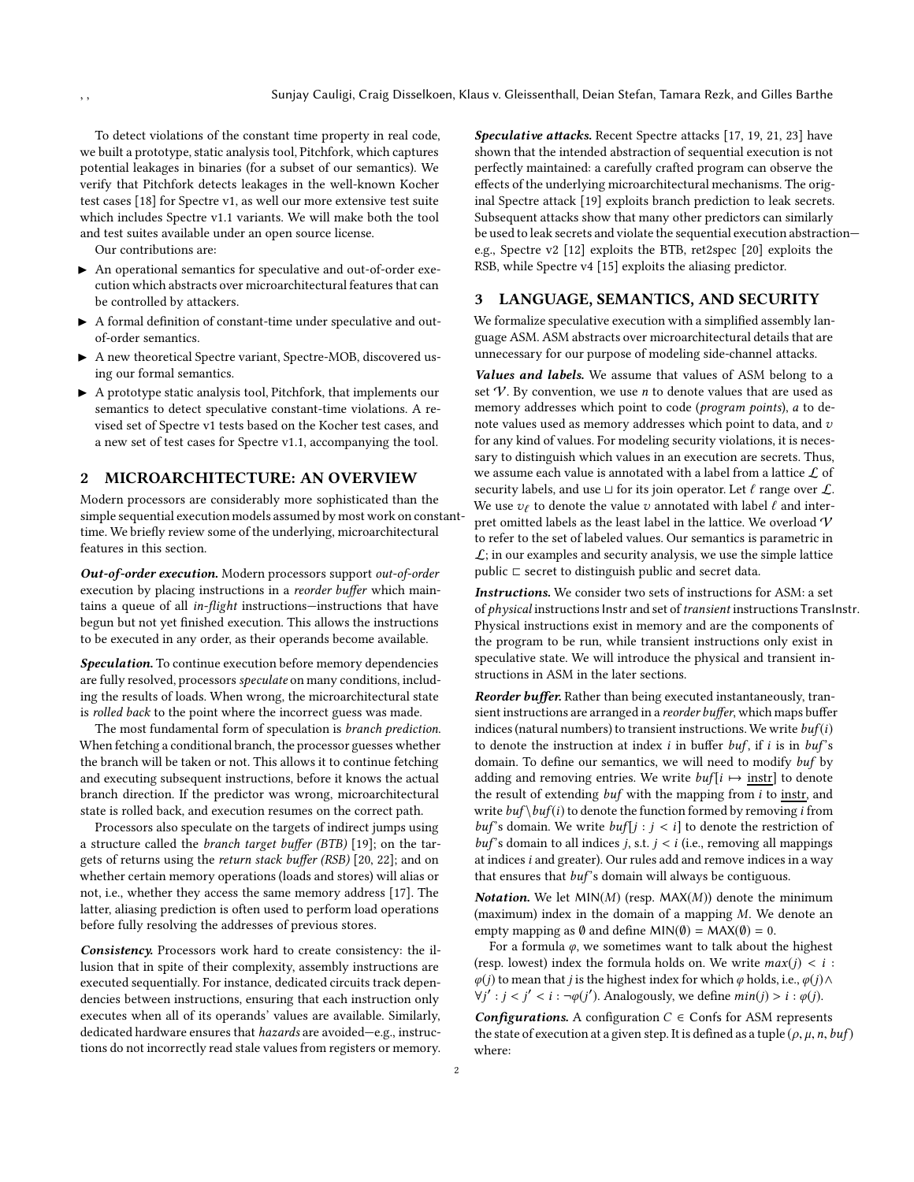To detect violations of the constant time property in real code, we built a prototype, static analysis tool, Pitchfork, which captures potential leakages in binaries (for a subset of our semantics). We verify that Pitchfork detects leakages in the well-known Kocher test cases [18] for Spectre v1, as well our more extensive test suite which includes Spectre v1.1 variants. We will make both the tool and test suites available under an open source license.

Our contributions are:

- An operational semantics for speculative and out-of-order execution which abstracts over microarchitectural features that can be controlled by attackers.
- A formal definition of constant-time under speculative and out-of-order semantics.
- A new theoretical Spectre variant, Spectre-MOB, discovered using our formal semantics.
- A prototype static analysis tool, Pitchfork, that implements our semantics to detect speculative constant-time violations. A revised set of Spectre v1 tests based on the Kocher test cases, and a new set of test cases for Spectre v1.1, accompanying the tool.

## 2 MICROARCHITECTURE: AN OVERVIEW

Modern processors are considerably more sophisticated than the simple sequential execution models assumed by most work on constant-time. We briefly review some of the underlying, microarchitectural features in this section.

***Out-of-order execution.*** Modern processors support *out-of-order* execution by placing instructions in a *reorder buffer* which maintains a queue of all *in-flight* instructions—instructions that have begun but not yet finished execution. This allows the instructions to be executed in any order, as their operands become available.

***Speculation.*** To continue execution before memory dependencies are fully resolved, processors *speculate* on many conditions, including the results of loads. When wrong, the microarchitectural state is *rolled back* to the point where the incorrect guess was made.

The most fundamental form of speculation is *branch prediction*. When fetching a conditional branch, the processor guesses whether the branch will be taken or not. This allows it to continue fetching and executing subsequent instructions, before it knows the actual branch direction. If the predictor was wrong, microarchitectural state is rolled back, and execution resumes on the correct path.

Processors also speculate on the targets of indirect jumps using a structure called the *branch target buffer (BTB)* [19]; on the targets of returns using the *return stack buffer (RSB)* [20, 22]; and on whether certain memory operations (loads and stores) will alias or not, i.e., whether they access the same memory address [17]. The latter, aliasing prediction is often used to perform load operations before fully resolving the addresses of previous stores.

***Consistency.*** Processors work hard to create consistency: the illusion that in spite of their complexity, assembly instructions are executed sequentially. For instance, dedicated circuits track dependencies between instructions, ensuring that each instruction only executes when all of its operands' values are available. Similarly, dedicated hardware ensures that *hazards* are avoided—e.g., instructions do not incorrectly read stale values from registers or memory.

***Speculative attacks.*** Recent Spectre attacks [17, 19, 21, 23] have shown that the intended abstraction of sequential execution is not perfectly maintained: a carefully crafted program can observe the effects of the underlying microarchitectural mechanisms. The original Spectre attack [19] exploits branch prediction to leak secrets. Subsequent attacks show that many other predictors can similarly be used to leak secrets and violate the sequential execution abstraction—e.g., Spectre v2 [12] exploits the BTB, ret2spec [20] exploits the RSB, while Spectre v4 [15] exploits the aliasing predictor.

## 3 LANGUAGE, SEMANTICS, AND SECURITY

We formalize speculative execution with a simplified assembly language ASM. ASM abstracts over microarchitectural details that are unnecessary for our purpose of modeling side-channel attacks.

***Values and labels.*** We assume that values of ASM belong to a set $\mathcal{V}$. By convention, we use $n$ to denote values that are used as memory addresses which point to code (*program points*), $a$ to denote values used as memory addresses which point to data, and $v$ for any kind of values. For modeling security violations, it is necessary to distinguish which values in an execution are secrets. Thus, we assume each value is annotated with a label from a lattice $\mathcal{L}$ of security labels, and use $\sqcup$ for its join operator. Let $\ell$ range over $\mathcal{L}$. We use $v_\ell$ to denote the value $v$ annotated with label $\ell$ and interpret omitted labels as the least label in the lattice. We overload $\mathcal{V}$ to refer to the set of labeled values. Our semantics is parametric in $\mathcal{L}$; in our examples and security analysis, we use the simple lattice public $\sqsubset$ secret to distinguish public and secret data.

***Instructions.*** We consider two sets of instructions for ASM: a set of *physical* instructions Instr and set of *transient* instructions TransInstr. Physical instructions exist in memory and are the components of the program to be run, while transient instructions only exist in speculative state. We will introduce the physical and transient instructions in ASM in the later sections.

***Reorder buffer.*** Rather than being executed instantaneously, transient instructions are arranged in a *reorder buffer*, which maps buffer indices (natural numbers) to transient instructions. We write $buf(i)$ to denote the instruction at index $i$ in buffer $buf$, if $i$ is in $buf$'s domain. To define our semantics, we will need to modify $buf$ by adding and removing entries. We write $buf[i \mapsto \underline{\text{instr}}]$ to denote the result of extending $buf$ with the mapping from $i$ to $\underline{\text{instr}}$, and write $buf \setminus buf(i)$ to denote the function formed by removing $i$ from $buf$'s domain. We write $buf[j : j < i]$ to denote the restriction of $buf$'s domain to all indices $j$, s.t. $j < i$ (i.e., removing all mappings at indices $i$ and greater). Our rules add and remove indices in a way that ensures that $buf$'s domain will always be contiguous.

***Notation.*** We let $\text{MIN}(M)$ (resp. $\text{MAX}(M)$) denote the minimum (maximum) index in the domain of a mapping $M$. We denote an empty mapping as $\emptyset$ and define $\text{MIN}(\emptyset) = \text{MAX}(\emptyset) = 0$.

For a formula $\varphi$, we sometimes want to talk about the highest (resp. lowest) index the formula holds on. We write $max(j) < i : \varphi(j)$ to mean that $j$ is the highest index for which $\varphi$ holds, i.e., $\varphi(j) \wedge \forall j' : j < j' < i : \neg\varphi(j')$. Analogously, we define $min(j) > i : \varphi(j)$.

***Configurations.*** A configuration $C \in$ Confs for ASM represents the state of execution at a given step. It is defined as a tuple $(\rho, \mu, n, buf)$ where: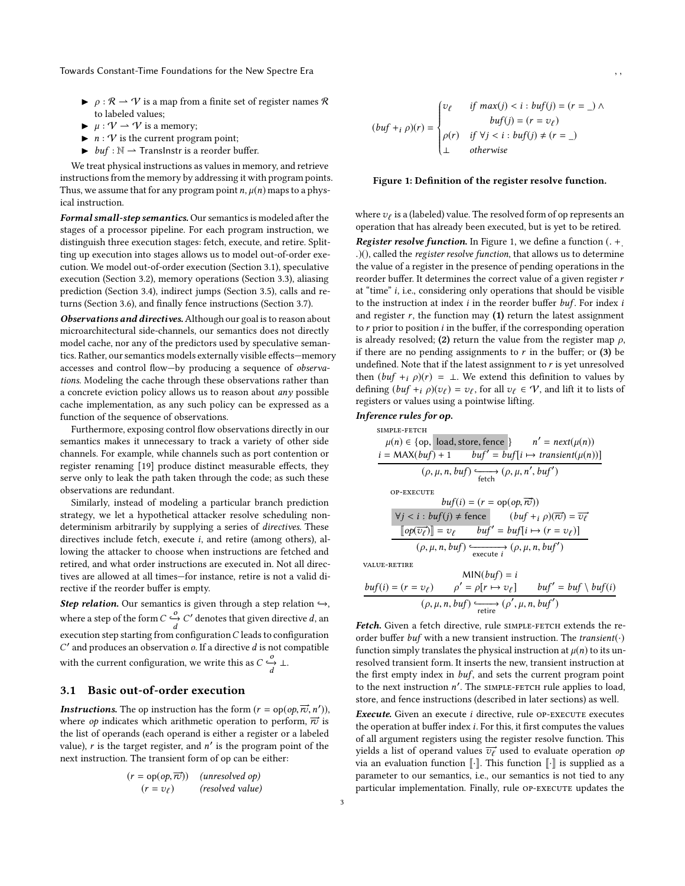- $\rho : \mathcal{R} \rightharpoonup \mathcal{V}$ is a map from a finite set of register names $\mathcal{R}$ to labeled values;
- $\mu : \mathcal{V} \rightharpoonup \mathcal{V}$ is a memory;
- $n : \mathcal{V}$ is the current program point;
- $buf : \mathbb{N} \rightharpoonup \mathsf{TransInstr}$ is a reorder buffer.

We treat physical instructions as values in memory, and retrieve instructions from the memory by addressing it with program points. Thus, we assume that for any program point $n$, $\mu(n)$ maps to a physical instruction.

***Formal small-step semantics.*** Our semantics is modeled after the stages of a processor pipeline. For each program instruction, we distinguish three execution stages: fetch, execute, and retire. Splitting up execution into stages allows us to model out-of-order execution. We model out-of-order execution (Section 3.1), speculative execution (Section 3.2), memory operations (Section 3.3), aliasing prediction (Section 3.4), indirect jumps (Section 3.5), calls and returns (Section 3.6), and finally fence instructions (Section 3.7).

***Observations and directives.*** Although our goal is to reason about microarchitectural side-channels, our semantics does not directly model cache, nor any of the predictors used by speculative semantics. Rather, our semantics models externally visible effects—memory accesses and control flow—by producing a sequence of *observations*. Modeling the cache through these observations rather than a concrete eviction policy allows us to reason about *any* possible cache implementation, as any such policy can be expressed as a function of the sequence of observations.

Furthermore, exposing control flow observations directly in our semantics makes it unnecessary to track a variety of other side channels. For example, while channels such as port contention or register renaming [19] produce distinct measurable effects, they serve only to leak the path taken through the code; as such these observations are redundant.

Similarly, instead of modeling a particular branch prediction strategy, we let a hypothetical attacker resolve scheduling nondeterminism arbitrarily by supplying a series of *directives*. These directives include fetch, execute $i$, and retire (among others), allowing the attacker to choose when instructions are fetched and retired, and what order instructions are executed in. Not all directives are allowed at all times—for instance, retire is not a valid directive if the reorder buffer is empty.

***Step relation.*** Our semantics is given through a step relation $\hookrightarrow$, where a step of the form $C \overset{o}{\underset{d}{\hookrightarrow}} C'$ denotes that given directive $d$, an execution step starting from configuration $C$ leads to configuration $C'$ and produces an observation $o$. If a directive $d$ is not compatible with the current configuration, we write this as $C \overset{o}{\underset{d}{\hookrightarrow}} \bot$.

### 3.1 Basic out-of-order execution

***Instructions.*** The op instruction has the form $(r = \mathrm{op}(op, \overrightarrow{rv}, n'))$, where $op$ indicates which arithmetic operation to perform, $\overrightarrow{rv}$ is the list of operands (each operand is either a register or a labeled value), $r$ is the target register, and $n'$ is the program point of the next instruction. The transient form of op can be either:

$$
\begin{array}{ll}
(r = \mathrm{op}(op, \overrightarrow{rv})) & \textit{(unresolved op)} \\
(r = v_\ell) & \textit{(resolved value)}
\end{array}
$$

$$
(buf +_i \rho)(r) = \begin{cases} v_\ell & \textit{if } max(j) < i : buf(j) = (r = \_) \wedge \\ & \quad buf(j) = (r = v_\ell) \\ \rho(r) & \textit{if } \forall j < i : buf(j) \neq (r = \_) \\ \bot & \textit{otherwise} \end{cases}
$$

**Figure 1: Definition of the register resolve function.**

where $v_\ell$ is a (labeled) value. The resolved form of op represents an operation that has already been executed, but is yet to be retired.

***Register resolve function.*** In Figure 1, we define a function $(. +_. .)()$, called the *register resolve function*, that allows us to determine the value of a register in the presence of pending operations in the reorder buffer. It determines the correct value of a given register $r$ at "time" $i$, i.e., considering only operations that should be visible to the instruction at index $i$ in the reorder buffer $buf$. For index $i$ and register $r$, the function may **(1)** return the latest assignment to $r$ prior to position $i$ in the buffer, if the corresponding operation is already resolved; **(2)** return the value from the register map $\rho$, if there are no pending assignments to $r$ in the buffer; or **(3)** be undefined. Note that if the latest assignment to $r$ is yet unresolved then $(buf +_i \rho)(r) = \bot$. We extend this definition to values by defining $(buf +_i \rho)(v_\ell) = v_\ell$, for all $v_\ell \in \mathcal{V}$, and lift it to lists of registers or values using a pointwise lifting.

***Inference rules for op.***

SIMPLE-FETCH

$$
\frac{\mu(n) \in \{\mathrm{op}, \mathsf{load}, \mathsf{store}, \mathsf{fence}\} \qquad n' = next(\mu(n)) \qquad i = \mathsf{MAX}(buf) + 1 \qquad buf' = buf[i \mapsto transient(\mu(n))]}{(\rho, \mu, n, buf) \underset{\mathsf{fetch}}{\hookrightarrow} (\rho, \mu, n', buf')}
$$

OP-EXECUTE

$$
\frac{buf(i) = (r = \mathrm{op}(op, \overrightarrow{rv})) \qquad \forall j < i : buf(j) \neq \mathsf{fence} \qquad (buf +_i \rho)(\overrightarrow{rv}) = \overrightarrow{v_\ell} \qquad [\![op(\overrightarrow{v_\ell})]\!] = v_\ell \qquad buf' = buf[i \mapsto (r = v_\ell)]}{(\rho, \mu, n, buf) \underset{\mathsf{execute}\ i}{\hookrightarrow} (\rho, \mu, n, buf')}
$$

VALUE-RETIRE

$$
\frac{\mathsf{MIN}(buf) = i \qquad buf(i) = (r = v_\ell) \qquad \rho' = \rho[r \mapsto v_\ell] \qquad buf' = buf \setminus buf(i)}{(\rho, \mu, n, buf) \underset{\mathsf{retire}}{\hookrightarrow} (\rho', \mu, n, buf')}
$$

***Fetch.*** Given a fetch directive, rule SIMPLE-FETCH extends the reorder buffer $buf$ with a new transient instruction. The $transient(\cdot)$ function simply translates the physical instruction at $\mu(n)$ to its unresolved transient form. It inserts the new, transient instruction at the first empty index in $buf$, and sets the current program point to the next instruction $n'$. The SIMPLE-FETCH rule applies to load, store, and fence instructions (described in later sections) as well.

***Execute.*** Given an execute $i$ directive, rule OP-EXECUTE executes the operation at buffer index $i$. For this, it first computes the values of all argument registers using the register resolve function. This yields a list of operand values $\overrightarrow{v_\ell}$ used to evaluate operation $op$ via an evaluation function $[\![\cdot]\!]$. This function $[\![\cdot]\!]$ is supplied as a parameter to our semantics, i.e., our semantics is not tied to any particular implementation. Finally, rule OP-EXECUTE updates the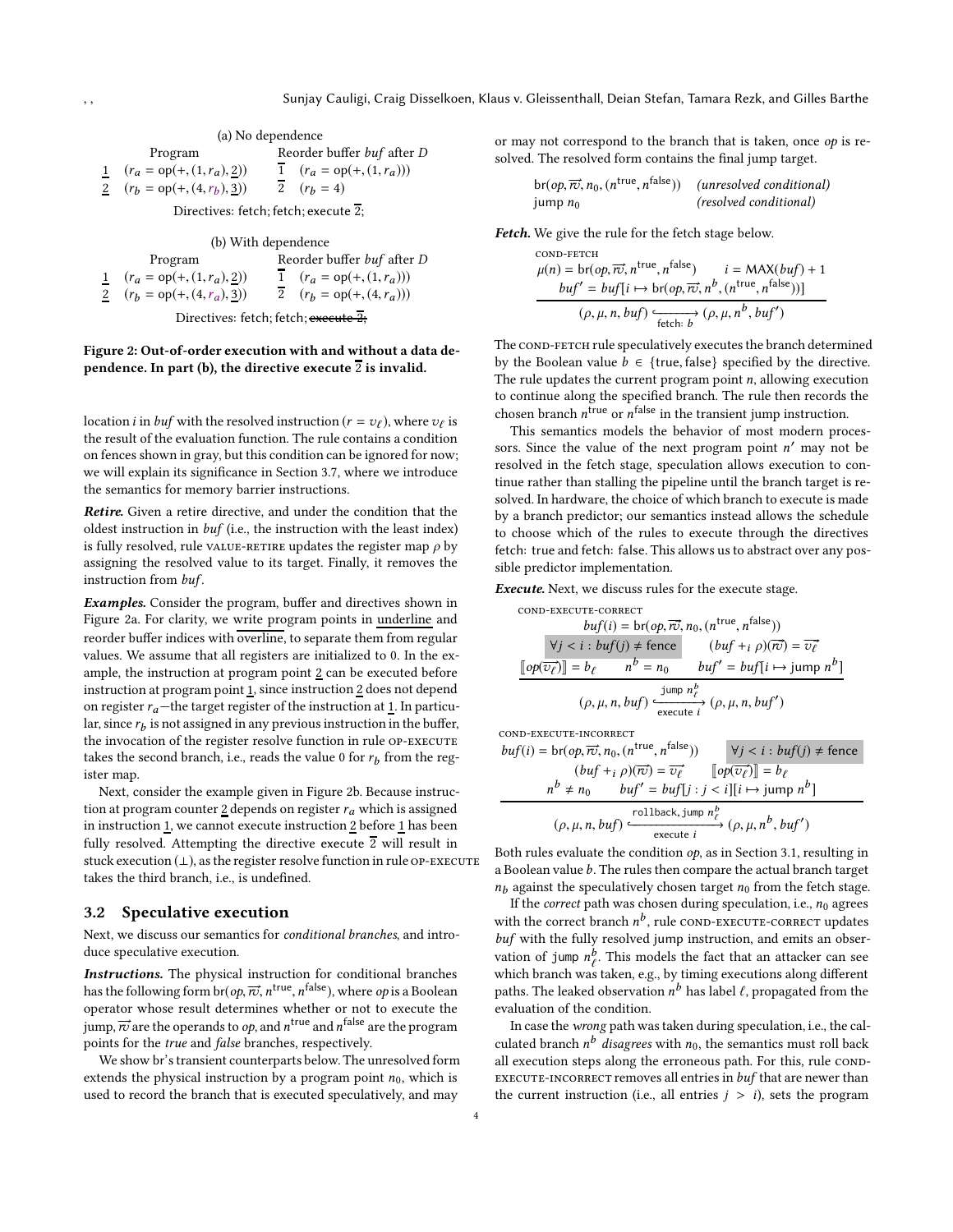(a) No dependence

| | Program | Reorder buffer *buf* after *D* |
|---|---|---|
| $\underline{1}$ | $(r_a = \text{op}(+, (1, r_a), \underline{2}))$ | $\overline{1}$ $(r_a = \text{op}(+, (1, r_a)))$ |
| $\underline{2}$ | $(r_b = \text{op}(+, (4, r_b), \underline{3}))$ | $\overline{2}$ $(r_b = 4)$ |

Directives: fetch; fetch; execute $\overline{2}$;

(b) With dependence

| | Program | Reorder buffer *buf* after *D* |
|---|---|---|
| $\underline{1}$ | $(r_a = \text{op}(+, (1, r_a), \underline{2}))$ | $\overline{1}$ $(r_a = \text{op}(+, (1, r_a)))$ |
| $\underline{2}$ | $(r_b = \text{op}(+, (4, r_a), \underline{3}))$ | $\overline{2}$ $(r_b = \text{op}(+, (4, r_a)))$ |

Directives: fetch; fetch; ~~execute $\overline{2}$~~;

**Figure 2: Out-of-order execution with and without a data dependence. In part (b), the directive execute $\overline{2}$ is invalid.**

location $i$ in *buf* with the resolved instruction $(r = v_\ell)$, where $v_\ell$ is the result of the evaluation function. The rule contains a condition on fences shown in gray, but this condition can be ignored for now; we will explain its significance in Section 3.7, where we introduce the semantics for memory barrier instructions.

***Retire.*** Given a retire directive, and under the condition that the oldest instruction in *buf* (i.e., the instruction with the least index) is fully resolved, rule VALUE-RETIRE updates the register map $\rho$ by assigning the resolved value to its target. Finally, it removes the instruction from *buf*.

***Examples.*** Consider the program, buffer and directives shown in Figure 2a. For clarity, we write program points in underline and reorder buffer indices with overline, to separate them from regular values. We assume that all registers are initialized to 0. In the example, the instruction at program point $\underline{2}$ can be executed before instruction at program point $\underline{1}$, since instruction $\underline{2}$ does not depend on register $r_a$—the target register of the instruction at $\underline{1}$. In particular, since $r_b$ is not assigned in any previous instruction in the buffer, the invocation of the register resolve function in rule OP-EXECUTE takes the second branch, i.e., reads the value 0 for $r_b$ from the register map.

Next, consider the example given in Figure 2b. Because instruction at program counter $\underline{2}$ depends on register $r_a$ which is assigned in instruction $\underline{1}$, we cannot execute instruction $\underline{2}$ before $\underline{1}$ has been fully resolved. Attempting the directive execute $\overline{2}$ will result in stuck execution ($\bot$), as the register resolve function in rule OP-EXECUTE takes the third branch, i.e., is undefined.

## 3.2 Speculative execution

Next, we discuss our semantics for *conditional branches*, and introduce speculative execution.

***Instructions.*** The physical instruction for conditional branches has the following form $\text{br}(op, \overrightarrow{rv}, n^{\text{true}}, n^{\text{false}})$, where *op* is a Boolean operator whose result determines whether or not to execute the jump, $\overrightarrow{rv}$ are the operands to *op*, and $n^{\text{true}}$ and $n^{\text{false}}$ are the program points for the *true* and *false* branches, respectively.

We show br's transient counterparts below. The unresolved form extends the physical instruction by a program point $n_0$, which is used to record the branch that is executed speculatively, and may or may not correspond to the branch that is taken, once *op* is resolved. The resolved form contains the final jump target.

$$\begin{array}{ll} \text{br}(op, \overrightarrow{rv}, n_0, (n^{\text{true}}, n^{\text{false}})) & \textit{(unresolved conditional)} \\ \text{jump } n_0 & \textit{(resolved conditional)} \end{array}$$

***Fetch.*** We give the rule for the fetch stage below.

COND-FETCH

$$\frac{\mu(n) = \text{br}(op, \overrightarrow{rv}, n^{\text{true}}, n^{\text{false}}) \qquad i = \text{MAX}(buf) + 1 \qquad buf' = buf[i \mapsto \text{br}(op, \overrightarrow{rv}, n^b, (n^{\text{true}}, n^{\text{false}}))]}{(\rho, \mu, n, buf) \xrightarrow[\text{fetch: } b]{} (\rho, \mu, n^b, buf')}$$

The COND-FETCH rule speculatively executes the branch determined by the Boolean value $b \in \{\text{true}, \text{false}\}$ specified by the directive. The rule updates the current program point $n$, allowing execution to continue along the specified branch. The rule then records the chosen branch $n^{\text{true}}$ or $n^{\text{false}}$ in the transient jump instruction.

This semantics models the behavior of most modern processors. Since the value of the next program point $n'$ may not be resolved in the fetch stage, speculation allows execution to continue rather than stalling the pipeline until the branch target is resolved. In hardware, the choice of which branch to execute is made by a branch predictor; our semantics instead allows the schedule to choose which of the rules to execute through the directives fetch: true and fetch: false. This allows us to abstract over any possible predictor implementation.

***Execute.*** Next, we discuss rules for the execute stage.

COND-EXECUTE-CORRECT

$$\frac{\begin{array}{c} buf(i) = \text{br}(op, \overrightarrow{rv}, n_0, (n^{\text{true}}, n^{\text{false}})) \\ \forall j < i : buf(j) \neq \text{fence} \qquad (buf +_i \rho)(\overrightarrow{rv}) = \overrightarrow{v_\ell} \\ [\![op(\overrightarrow{v_\ell})]\!] = b_\ell \qquad n^b = n_0 \qquad buf' = buf[i \mapsto \text{jump } n^b] \end{array}}{(\rho, \mu, n, buf) \xrightarrow[\text{execute } i]{\text{jump } n^b_\ell} (\rho, \mu, n, buf')}$$

COND-EXECUTE-INCORRECT

$$\frac{\begin{array}{c} buf(i) = \text{br}(op, \overrightarrow{rv}, n_0, (n^{\text{true}}, n^{\text{false}})) \qquad \forall j < i : buf(j) \neq \text{fence} \\ (buf +_i \rho)(\overrightarrow{rv}) = \overrightarrow{v_\ell} \qquad [\![op(\overrightarrow{v_\ell})]\!] = b_\ell \\ n^b \neq n_0 \qquad buf' = buf[j : j < i][i \mapsto \text{jump } n^b] \end{array}}{(\rho, \mu, n, buf) \xrightarrow[\text{execute } i]{\text{rollback}, \text{jump } n^b_\ell} (\rho, \mu, n^b, buf')}$$

Both rules evaluate the condition *op*, as in Section 3.1, resulting in a Boolean value $b$. The rules then compare the actual branch target $n_b$ against the speculatively chosen target $n_0$ from the fetch stage.

If the *correct* path was chosen during speculation, i.e., $n_0$ agrees with the correct branch $n^b$, rule COND-EXECUTE-CORRECT updates *buf* with the fully resolved jump instruction, and emits an observation of $\texttt{jump}\ n^b_\ell$. This models the fact that an attacker can see which branch was taken, e.g., by timing executions along different paths. The leaked observation $n^b$ has label $\ell$, propagated from the evaluation of the condition.

In case the *wrong* path was taken during speculation, i.e., the calculated branch $n^b$ *disagrees* with $n_0$, the semantics must roll back all execution steps along the erroneous path. For this, rule COND-EXECUTE-INCORRECT removes all entries in *buf* that are newer than the current instruction (i.e., all entries $j > i$), sets the program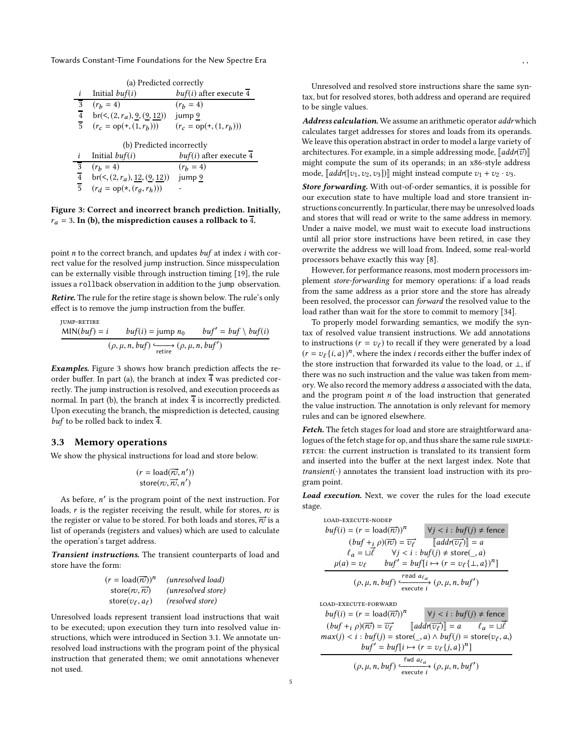(a) Predicted correctly

| $i$ | Initial $buf(i)$ | $buf(i)$ after execute $\overline{4}$ |
|---|---|---|
| $\overline{3}$ | $(r_b = 4)$ | $(r_b = 4)$ |
| $\overline{4}$ | $\text{br}(<, (2, r_a), \underline{9}, (\underline{9}, \underline{12}))$ | $\text{jump } \underline{9}$ |
| $\overline{5}$ | $(r_c = \text{op}(+, (1, r_b)))$ | $(r_c = \text{op}(+, (1, r_b)))$ |

(b) Predicted incorrectly

| $i$ | Initial $buf(i)$ | $buf(i)$ after execute $\overline{4}$ |
|---|---|---|
| $\overline{3}$ | $(r_b = 4)$ | $(r_b = 4)$ |
| $\overline{4}$ | $\text{br}(<, (2, r_a), \underline{12}, (\underline{9}, \underline{12}))$ | $\text{jump } \underline{9}$ |
| $\overline{5}$ | $(r_d = \text{op}(*, (r_g, r_h)))$ | - |

**Figure 3: Correct and incorrect branch prediction. Initially, $r_a = 3$. In (b), the misprediction causes a rollback to $\overline{4}$.**

point $n$ to the correct branch, and updates $buf$ at index $i$ with correct value for the resolved jump instruction. Since misspeculation can be externally visible through instruction timing [19], the rule issues a `rollback` observation in addition to the `jump` observation.

***Retire.*** The rule for the retire stage is shown below. The rule's only effect is to remove the jump instruction from the buffer.

JUMP-RETIRE

$$\frac{\text{MIN}(buf) = i \qquad buf(i) = \text{jump } n_0 \qquad buf' = buf \setminus buf(i)}{(\rho, \mu, n, buf) \xhookrightarrow[\text{retire}]{} (\rho, \mu, n, buf')}$$

***Examples.*** Figure 3 shows how branch prediction affects the reorder buffer. In part (a), the branch at index $\overline{4}$ was predicted correctly. The jump instruction is resolved, and execution proceeds as normal. In part (b), the branch at index $\overline{4}$ is incorrectly predicted. Upon executing the branch, the misprediction is detected, causing $buf$ to be rolled back to index $\overline{4}$.

### 3.3 Memory operations

We show the physical instructions for load and store below.

$$(r = \text{load}(\overrightarrow{rv}, n'))$$
$$\text{store}(rv, \overrightarrow{rv}, n')$$

As before, $n'$ is the program point of the next instruction. For loads, $r$ is the register receiving the result, while for stores, $rv$ is the register or value to be stored. For both loads and stores, $\overrightarrow{rv}$ is a list of operands (registers and values) which are used to calculate the operation's target address.

***Transient instructions.*** The transient counterparts of load and store have the form:

$$\begin{array}{ll} (r = \text{load}(\overrightarrow{rv}))^n & \textit{(unresolved load)} \\ \text{store}(rv, \overrightarrow{rv}) & \textit{(unresolved store)} \\ \text{store}(v_\ell, a_\ell) & \textit{(resolved store)} \end{array}$$

Unresolved loads represent transient load instructions that wait to be executed; upon execution they turn into resolved value instructions, which were introduced in Section 3.1. We annotate unresolved load instructions with the program point of the physical instruction that generated them; we omit annotations whenever not used.

Unresolved and resolved store instructions share the same syntax, but for resolved stores, both address and operand are required to be single values.

***Address calculation.*** We assume an arithmetic operator *addr* which calculates target addresses for stores and loads from its operands. We leave this operation abstract in order to model a large variety of architectures. For example, in a simple addressing mode, $[\![addr(\overrightarrow{v})]\!]$ might compute the sum of its operands; in an x86-style address mode, $[\![addr([v_1, v_2, v_3])]\!]$ might instead compute $v_1 + v_2 \cdot v_3$.

***Store forwarding.*** With out-of-order semantics, it is possible for our execution state to have multiple load and store transient instructions concurrently. In particular, there may be unresolved loads and stores that will read or write to the same address in memory. Under a naive model, we must wait to execute load instructions until all prior store instructions have been retired, in case they overwrite the address we will load from. Indeed, some real-world processors behave exactly this way [8].

However, for performance reasons, most modern processors implement *store-forwarding* for memory operations: if a load reads from the same address as a prior store and the store has already been resolved, the processor can *forward* the resolved value to the load rather than wait for the store to commit to memory [34].

To properly model forwarding semantics, we modify the syntax of resolved value transient instructions. We add annotations to instructions $(r = v_\ell)$ to recall if they were generated by a load $(r = v_\ell\{i, a\})^n$, where the index $i$ records either the buffer index of the store instruction that forwarded its value to the load, or $\bot$, if there was no such instruction and the value was taken from memory. We also record the memory address $a$ associated with the data, and the program point $n$ of the load instruction that generated the value instruction. The annotation is only relevant for memory rules and can be ignored elsewhere.

***Fetch.*** The fetch stages for load and store are straightforward analogues of the fetch stage for op, and thus share the same rule SIMPLE-FETCH: the current instruction is translated to its transient form and inserted into the buffer at the next largest index. Note that $transient(\cdot)$ annotates the transient load instruction with its program point.

***Load execution.*** Next, we cover the rules for the load execute stage.

LOAD-EXECUTE-NODEP

$$\frac{\begin{array}{c} buf(i) = (r = \text{load}(\overrightarrow{rv}))^n \qquad \boxed{\forall j < i : buf(j) \neq \text{fence}} \\ (buf +_i \rho)(\overrightarrow{rv}) = \overrightarrow{v_\ell} \qquad [\![addr(\overrightarrow{v_\ell})]\!] = a \\ \ell_a = \sqcup\overrightarrow{\ell} \qquad \forall j < i : buf(j) \neq \text{store}(\_, a) \\ \mu(a) = v_\ell \qquad buf' = buf[i \mapsto (r = v_\ell\{\bot, a\})^n] \end{array}}{(\rho, \mu, n, buf) \xhookrightarrow[\text{execute } i]{\text{read } a_{\ell_a}} (\rho, \mu, n, buf')}$$

LOAD-EXECUTE-FORWARD

$$\frac{\begin{array}{c} buf(i) = (r = \text{load}(\overrightarrow{rv}))^n \qquad \boxed{\forall j < i : buf(j) \neq \text{fence}} \\ (buf +_i \rho)(\overrightarrow{rv}) = \overrightarrow{v_\ell} \qquad [\![addr(\overrightarrow{v_\ell})]\!] = a \qquad \ell_a = \sqcup\overrightarrow{\ell} \\ max(j) < i : buf(j) = \text{store}(\_, a) \wedge buf(j) = \text{store}(v_\ell, a,) \\ buf' = buf[i \mapsto (r = v_\ell\{j, a\})^n] \end{array}}{(\rho, \mu, n, buf) \xhookrightarrow[\text{execute } i]{\text{fwd } a_{\ell_a}} (\rho, \mu, n, buf')}$$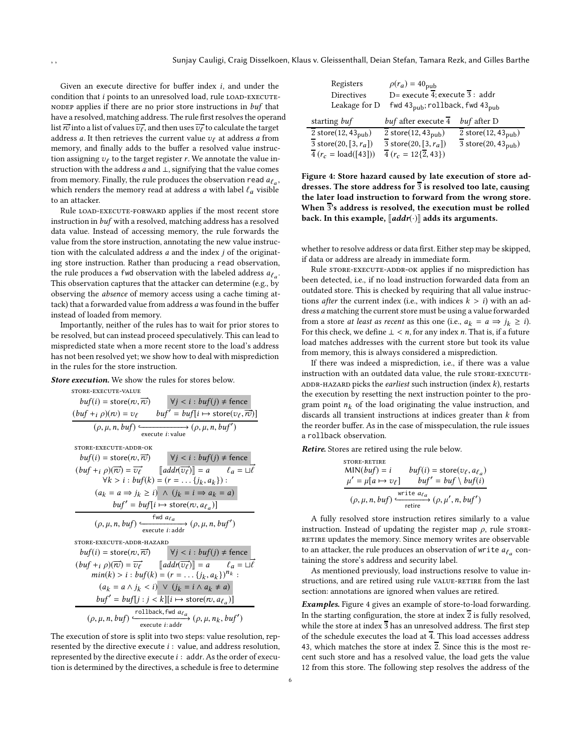Given an execute directive for buffer index $i$, and under the condition that $i$ points to an unresolved load, rule LOAD-EXECUTE-NODEP applies if there are no prior store instructions in $buf$ that have a resolved, matching address. The rule first resolves the operand list $\overrightarrow{rv}$ into a list of values $\overrightarrow{v_\ell}$, and then uses $\overrightarrow{v_\ell}$ to calculate the target address $a$. It then retrieves the current value $v_\ell$ at address $a$ from memory, and finally adds to the buffer a resolved value instruction assigning $v_\ell$ to the target register $r$. We annotate the value instruction with the address $a$ and $\perp$, signifying that the value comes from memory. Finally, the rule produces the observation read $a_{\ell_a}$, which renders the memory read at address $a$ with label $\ell_a$ visible to an attacker.

Rule LOAD-EXECUTE-FORWARD applies if the most recent store instruction in $buf$ with a resolved, matching address has a resolved data value. Instead of accessing memory, the rule forwards the value from the store instruction, annotating the new value instruction with the calculated address $a$ and the index $j$ of the originating store instruction. Rather than producing a read observation, the rule produces a fwd observation with the labeled address $a_{\ell_a}$. This observation captures that the attacker can determine (e.g., by observing the *absence* of memory access using a cache timing attack) that a forwarded value from address $a$ was found in the buffer instead of loaded from memory.

Importantly, neither of the rules has to wait for prior stores to be resolved, but can instead proceed speculatively. This can lead to mispredicted state when a more recent store to the load's address has not been resolved yet; we show how to deal with misprediction in the rules for the store instruction.

***Store execution.*** We show the rules for stores below.

STORE-EXECUTE-VALUE

$$\frac{buf(i) = \mathsf{store}(rv, \overrightarrow{rv}) \qquad \forall j < i : buf(j) \neq \mathsf{fence} \qquad (buf +_i \rho)(rv) = v_\ell \qquad buf' = buf[i \mapsto \mathsf{store}(v_\ell, \overrightarrow{rv})]}{(\rho, \mu, n, buf) \xrightarrow[\text{execute } i : \text{value}]{} (\rho, \mu, n, buf')}$$

STORE-EXECUTE-ADDR-OK

$$\frac{\begin{array}{c} buf(i) = \mathsf{store}(rv, \overrightarrow{rv}) \qquad \forall j < i : buf(j) \neq \mathsf{fence} \\ (buf +_i \rho)(\overrightarrow{rv}) = \overrightarrow{v_\ell} \qquad [\![ addr(\overrightarrow{v_\ell}) ]\!] = a \qquad \ell_a = \sqcup \overrightarrow{\ell} \\ \forall k > i : buf(k) = (r = \dots \{j_k, a_k\}) : \\ (a_k = a \Rightarrow j_k \geq i) \ \wedge \ (j_k = i \Rightarrow a_k = a) \\ buf' = buf[i \mapsto \mathsf{store}(rv, a_{\ell_a})] \end{array}}{(\rho, \mu, n, buf) \xrightarrow[\text{execute } i : \text{addr}]{\mathsf{fwd}\ a_{\ell_a}} (\rho, \mu, n, buf')}$$

STORE-EXECUTE-ADDR-HAZARD

$$\frac{\begin{array}{c} buf(i) = \mathsf{store}(rv, \overrightarrow{rv}) \qquad \forall j < i : buf(j) \neq \mathsf{fence} \\ (buf +_i \rho)(\overrightarrow{rv}) = \overrightarrow{v_\ell} \qquad [\![ addr(\overrightarrow{v_\ell}) ]\!] = a \qquad \ell_a = \sqcup \overrightarrow{\ell} \\ min(k) > i : buf(k) = (r = \dots \{j_k, a_k\})^{n_k} : \\ (a_k = a \wedge j_k < i) \ \vee \ (j_k = i \wedge a_k \neq a) \\ buf' = buf[j : j < k][i \mapsto \mathsf{store}(rv, a_{\ell_a})] \end{array}}{(\rho, \mu, n, buf) \xrightarrow[\text{execute } i : \text{addr}]{\mathsf{rollback}, \mathsf{fwd}\ a_{\ell_a}} (\rho, \mu, n_k, buf')}$$

The execution of store is split into two steps: value resolution, represented by the directive execute $i$ : value, and address resolution, represented by the directive execute $i$ : addr. As the order of execution is determined by the directives, a schedule is free to determine whether to resolve address or data first. Either step may be skipped, if data or address are already in immediate form.

Rule STORE-EXECUTE-ADDR-OK applies if no misprediction has been detected, i.e., if no load instruction forwarded data from an outdated store. This is checked by requiring that all value instructions *after* the current index (i.e., with indices $k > i$) with an address $a$ matching the current store must be using a value forwarded from a store *at least as recent* as this one (i.e., $a_k = a \Rightarrow j_k \geq i$). For this check, we define $\perp < n$, for any index $n$. That is, if a future load matches addresses with the current store but took its value from memory, this is always considered a misprediction.

If there was indeed a misprediction, i.e., if there was a value instruction with an outdated data value, the rule STORE-EXECUTE-ADDR-HAZARD picks the *earliest* such instruction (index $k$), restarts the execution by resetting the next instruction pointer to the program point $n_k$ of the load originating the value instruction, and discards all transient instructions at indices greater than $k$ from the reorder buffer. As in the case of misspeculation, the rule issues a rollback observation.

***Retire.*** Stores are retired using the rule below.

STORE-RETIRE

$$\frac{\mathrm{MIN}(buf) = i \qquad buf(i) = \mathsf{store}(v_\ell, a_{\ell_a}) \qquad \mu' = \mu[a \mapsto v_\ell] \qquad buf' = buf \setminus buf(i)}{(\rho, \mu, n, buf) \xrightarrow[\text{retire}]{\mathsf{write}\ a_{\ell_a}} (\rho, \mu', n, buf')}$$

A fully resolved store instruction retires similarly to a value instruction. Instead of updating the register map $\rho$, rule STORE-RETIRE updates the memory. Since memory writes are observable to an attacker, the rule produces an observation of write $a_{\ell_a}$ containing the store's address and security label.

As mentioned previously, load instructions resolve to value instructions, and are retired using rule VALUE-RETIRE from the last section: annotations are ignored when values are retired.

***Examples.*** Figure 4 gives an example of store-to-load forwarding. In the starting configuration, the store at index $\overline{2}$ is fully resolved, while the store at index $\overline{3}$ has an unresolved address. The first step of the schedule executes the load at $\overline{4}$. This load accesses address 43, which matches the store at index $\overline{2}$. Since this is the most recent such store and has a resolved value, the load gets the value 12 from this store. The following step resolves the address of the

| | |
|---|---|
| Registers | $\rho(r_a) = 40_{\mathsf{pub}}$ |
| Directives | D= execute $\overline{4}$; execute $\overline{3}$ : addr |
| Leakage for D | fwd $43_{\mathsf{pub}}$; rollback, fwd $43_{\mathsf{pub}}$ |

| starting $buf$ | $buf$ after execute $\overline{4}$ | $buf$ after D |
|---|---|---|
| $\overline{2}$ store$(12, 43_{\mathsf{pub}})$ | $\overline{2}$ store$(12, 43_{\mathsf{pub}})$ | $\overline{2}$ store$(12, 43_{\mathsf{pub}})$ |
| $\overline{3}$ store$(20, [3, r_a])$ | $\overline{3}$ store$(20, [3, r_a])$ | $\overline{3}$ store$(20, 43_{\mathsf{pub}})$ |
| $\overline{4}$ $(r_c = \mathsf{load}([43]))$ | $\overline{4}$ $(r_c = 12\{\overline{2}, 43\})$ | |

**Figure 4: Store hazard caused by late execution of store addresses. The store address for $\overline{3}$ is resolved too late, causing the later load instruction to forward from the wrong store. When $\overline{3}$'s address is resolved, the execution must be rolled back. In this example, $[\![ addr(\cdot) ]\!]$ adds its arguments.**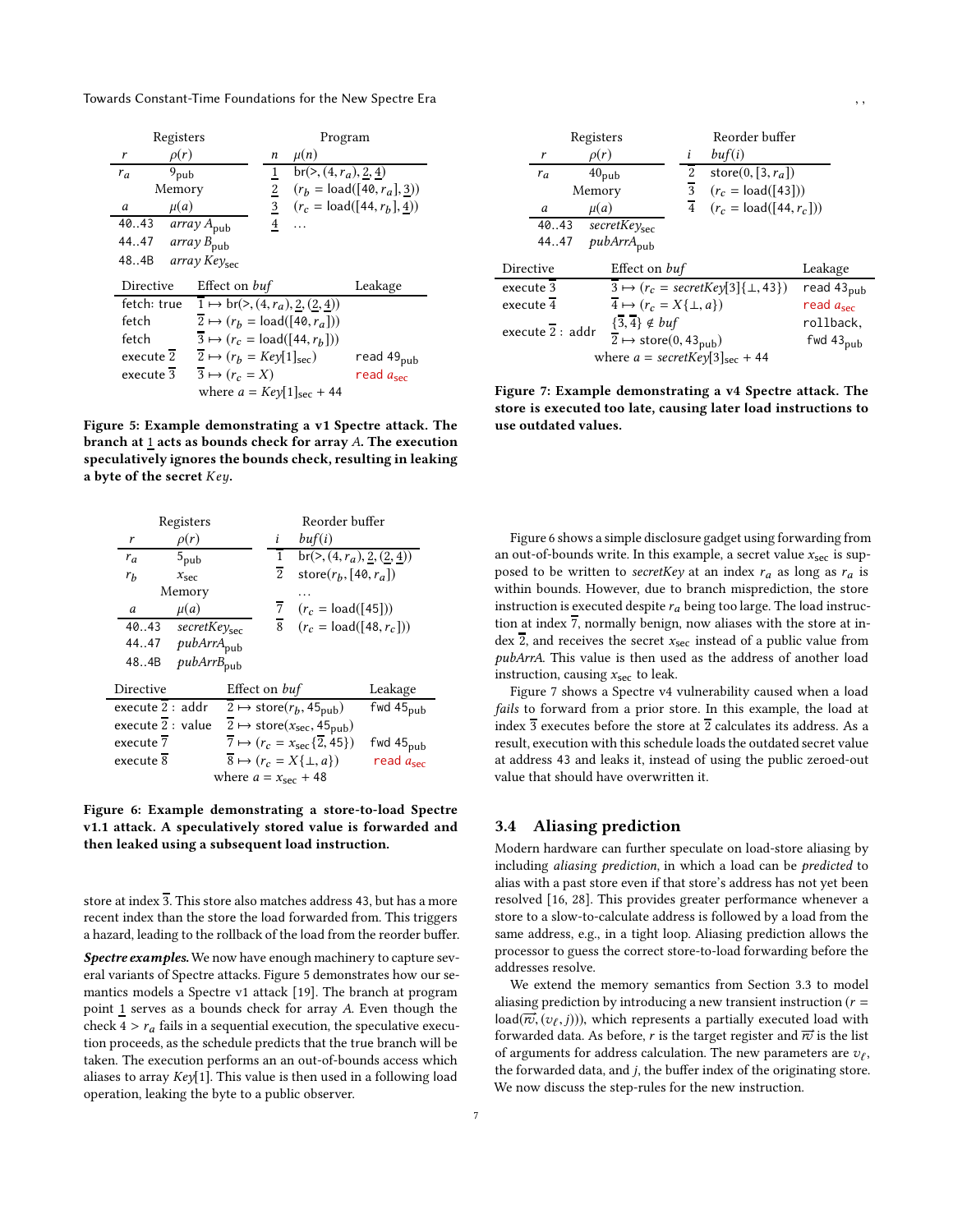| Registers | | | Program | |
|---|---|---|---|---|
| $r$ | $\rho(r)$ | | $n$ | $\mu(n)$ |
| $r_a$ | $9_{\text{pub}}$ | | $\underline{1}$ | $\text{br}(>, (4, r_a), \underline{2}, \underline{4})$ |
| Memory | | | $\underline{2}$ | $(r_b = \text{load}([40, r_a], \underline{3}))$ |
| $a$ | $\mu(a)$ | | $\underline{3}$ | $(r_c = \text{load}([44, r_b], \underline{4}))$ |
| 40..43 | $array\ A_{\text{pub}}$ | | $\underline{4}$ | $\ldots$ |
| 44..47 | $array\ B_{\text{pub}}$ | | | |
| 48..4B | $array\ Key_{\text{sec}}$ | | | |

| Directive | Effect on $buf$ | Leakage |
|---|---|---|
| fetch: true | $\overline{1} \mapsto \text{br}(>, (4, r_a), \underline{2}, (\underline{4}))$ | |
| fetch | $\overline{2} \mapsto (r_b = \text{load}([40, r_a]))$ | |
| fetch | $\overline{3} \mapsto (r_c = \text{load}([44, r_b]))$ | |
| execute $\overline{2}$ | $\overline{2} \mapsto (r_b = Key[1]_{\text{sec}})$ | read $49_{\text{pub}}$ |
| execute $\overline{3}$ | $\overline{3} \mapsto (r_c = X)$ | read $a_{\text{sec}}$ |
| | where $a = Key[1]_{\text{sec}} + 44$ | |

**Figure 5: Example demonstrating a v1 Spectre attack. The branch at $\underline{1}$ acts as bounds check for array $A$. The execution speculatively ignores the bounds check, resulting in leaking a byte of the secret $Key$.**

| Registers | | | Reorder buffer | |
|---|---|---|---|---|
| $r$ | $\rho(r)$ | | $i$ | $buf(i)$ |
| $r_a$ | $5_{\text{pub}}$ | | $\overline{1}$ | $\text{br}(>, (4, r_a), \underline{2}, (\underline{2}, \underline{4}))$ |
| $r_b$ | $x_{\text{sec}}$ | | $\overline{2}$ | $\text{store}(r_b, [40, r_a])$ |
| Memory | | | | $\ldots$ |
| $a$ | $\mu(a)$ | | $\overline{7}$ | $(r_c = \text{load}([45]))$ |
| 40..43 | $secretKey_{\text{sec}}$ | | $\overline{8}$ | $(r_c = \text{load}([48, r_c]))$ |
| 44..47 | $pubArrA_{\text{pub}}$ | | | |
| 48..4B | $pubArrB_{\text{pub}}$ | | | |

| Directive | Effect on $buf$ | Leakage |
|---|---|---|
| execute $\overline{2}$ : addr | $\overline{2} \mapsto \text{store}(r_b, 45_{\text{pub}})$ | fwd $45_{\text{pub}}$ |
| execute $\overline{2}$ : value | $\overline{2} \mapsto \text{store}(x_{\text{sec}}, 45_{\text{pub}})$ | |
| execute $\overline{7}$ | $\overline{7} \mapsto (r_c = x_{\text{sec}}\{\overline{2}, 45\})$ | fwd $45_{\text{pub}}$ |
| execute $\overline{8}$ | $\overline{8} \mapsto (r_c = X\{\bot, a\})$ | read $a_{\text{sec}}$ |
| | where $a = x_{\text{sec}} + 48$ | |

**Figure 6: Example demonstrating a store-to-load Spectre v1.1 attack. A speculatively stored value is forwarded and then leaked using a subsequent load instruction.**

store at index $\overline{3}$. This store also matches address 43, but has a more recent index than the store the load forwarded from. This triggers a hazard, leading to the rollback of the load from the reorder buffer.

***Spectre examples.*** We now have enough machinery to capture several variants of Spectre attacks. Figure 5 demonstrates how our semantics models a Spectre v1 attack [19]. The branch at program point $\underline{1}$ serves as a bounds check for array $A$. Even though the check $4 > r_a$ fails in a sequential execution, the speculative execution proceeds, as the schedule predicts that the true branch will be taken. The execution performs an an out-of-bounds access which aliases to array $Key[1]$. This value is then used in a following load operation, leaking the byte to a public observer.

| Registers | | | Reorder buffer | |
|---|---|---|---|---|
| $r$ | $\rho(r)$ | | $i$ | $buf(i)$ |
| $r_a$ | $40_{\text{pub}}$ | | $\overline{2}$ | $\text{store}(0, [3, r_a])$ |
| Memory | | | $\overline{3}$ | $(r_c = \text{load}([43]))$ |
| $a$ | $\mu(a)$ | | $\overline{4}$ | $(r_c = \text{load}([44, r_c]))$ |
| 40..43 | $secretKey_{\text{sec}}$ | | | |
| 44..47 | $pubArrA_{\text{pub}}$ | | | |

| Directive | Effect on $buf$ | Leakage |
|---|---|---|
| execute $\overline{3}$ | $\overline{3} \mapsto (r_c = secretKey[3]\{\bot, 43\})$ | read $43_{\text{pub}}$ |
| execute $\overline{4}$ | $\overline{4} \mapsto (r_c = X\{\bot, a\})$ | read $a_{\text{sec}}$ |
| execute $\overline{2}$ : addr | $\{\overline{3}, \overline{4}\} \notin buf$; $\overline{2} \mapsto \text{store}(0, 43_{\text{pub}})$ | rollback, fwd $43_{\text{pub}}$ |
| | where $a = secretKey[3]_{\text{sec}} + 44$ | |

**Figure 7: Example demonstrating a v4 Spectre attack. The store is executed too late, causing later load instructions to use outdated values.**

Figure 6 shows a simple disclosure gadget using forwarding from an out-of-bounds write. In this example, a secret value $x_{\text{sec}}$ is supposed to be written to $secretKey$ at an index $r_a$ as long as $r_a$ is within bounds. However, due to branch misprediction, the store instruction is executed despite $r_a$ being too large. The load instruction at index $\overline{7}$, normally benign, now aliases with the store at index $\overline{2}$, and receives the secret $x_{\text{sec}}$ instead of a public value from $pubArrA$. This value is then used as the address of another load instruction, causing $x_{\text{sec}}$ to leak.

Figure 7 shows a Spectre v4 vulnerability caused when a load *fails* to forward from a prior store. In this example, the load at index $\overline{3}$ executes before the store at $\overline{2}$ calculates its address. As a result, execution with this schedule loads the outdated secret value at address 43 and leaks it, instead of using the public zeroed-out value that should have overwritten it.

## 3.4 Aliasing prediction

Modern hardware can further speculate on load-store aliasing by including *aliasing prediction*, in which a load can be *predicted* to alias with a past store even if that store's address has not yet been resolved [16, 28]. This provides greater performance whenever a store to a slow-to-calculate address is followed by a load from the same address, e.g., in a tight loop. Aliasing prediction allows the processor to guess the correct store-to-load forwarding before the addresses resolve.

We extend the memory semantics from Section 3.3 to model aliasing prediction by introducing a new transient instruction ($r = \text{load}(\overrightarrow{rv}, (v_\ell, j))$), which represents a partially executed load with forwarded data. As before, $r$ is the target register and $\overrightarrow{rv}$ is the list of arguments for address calculation. The new parameters are $v_\ell$, the forwarded data, and $j$, the buffer index of the originating store. We now discuss the step-rules for the new instruction.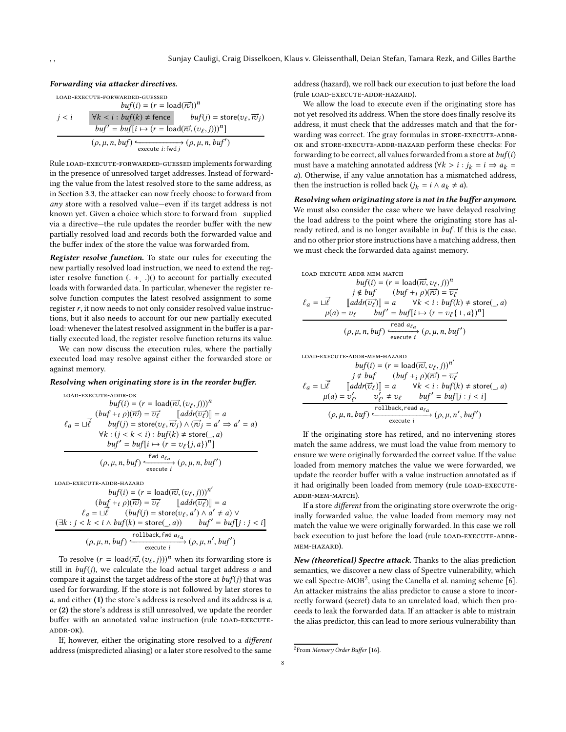#### *Forwarding via attacker directives.*

load-execute-forwarded-guessed

$$\frac{buf(i) = (r = \mathsf{load}(\overrightarrow{rv}))^n \qquad j < i \qquad \forall k < i : buf(k) \neq \mathsf{fence} \qquad buf(j) = \mathsf{store}(v_\ell, \overrightarrow{rv}_j) \qquad buf' = buf[i \mapsto (r = \mathsf{load}(\overrightarrow{rv}, (v_\ell, j)))^n]}{(\rho, \mu, n, buf) \xhookrightarrow[\mathsf{execute}\ i : \mathsf{fwd}\ j]{} (\rho, \mu, n, buf')}$$

Rule load-execute-forwarded-guessed implements forwarding in the presence of unresolved target addresses. Instead of forwarding the value from the latest resolved store to the same address, as in Section 3.3, the attacker can now freely choose to forward from *any* store with a resolved value—even if its target address is not known yet. Given a choice which store to forward from—supplied via a directive—the rule updates the reorder buffer with the new partially resolved load and records both the forwarded value and the buffer index of the store the value was forwarded from.

***Register resolve function.*** To state our rules for executing the new partially resolved load instruction, we need to extend the register resolve function $(. +_. .)()$ to account for partially executed loads with forwarded data. In particular, whenever the register resolve function computes the latest resolved assignment to some register $r$, it now needs to not only consider resolved value instructions, but it also needs to account for our new partially executed load: whenever the latest resolved assignment in the buffer is a partially executed load, the register resolve function returns its value.

We can now discuss the execution rules, where the partially executed load may resolve against either the forwarded store or against memory.

#### *Resolving when originating store is in the reorder buffer.*

load-execute-addr-ok

$$\frac{\begin{array}{c} buf(i) = (r = \mathsf{load}(\overrightarrow{rv}, (v_\ell, j)))^n \\ (buf +_i \rho)(\overrightarrow{rv}) = \overrightarrow{v_\ell} \qquad [\![addr(\overrightarrow{v_\ell})]\!] = a \\ \ell_a = \sqcup\vec{\ell} \qquad buf(j) = \mathsf{store}(v_\ell, \overrightarrow{rv}_j) \wedge (\overrightarrow{rv}_j = a' \Rightarrow a' = a) \\ \forall k : (j < k < i) : buf(k) \neq \mathsf{store}(\_, a) \\ buf' = buf[i \mapsto (r = v_\ell\{j, a\})^n] \end{array}}{(\rho, \mu, n, buf) \xhookrightarrow[\mathsf{execute}\ i]{\mathsf{fwd}\ a_{\ell_a}} (\rho, \mu, n, buf')}$$

load-execute-addr-hazard

$$\frac{\begin{array}{c} buf(i) = (r = \mathsf{load}(\overrightarrow{rv}, (v_\ell, j)))^{n'} \\ (buf +_i \rho)(\overrightarrow{rv}) = \overrightarrow{v_\ell} \qquad [\![addr(\overrightarrow{v_\ell})]\!] = a \\ \ell_a = \sqcup\vec{\ell} \qquad (buf(j) = \mathsf{store}(v_\ell, a') \wedge a' \neq a) \vee \\ (\exists k : j < k < i \wedge buf(k) = \mathsf{store}(\_, a)) \qquad buf' = buf[j : j < i] \end{array}}{(\rho, \mu, n, buf) \xhookrightarrow[\mathsf{execute}\ i]{\mathsf{rollback}, \mathsf{fwd}\ a_{\ell_a}} (\rho, \mu, n', buf')}$$

To resolve $(r = \mathsf{load}(\overrightarrow{rv}, (v_\ell, j)))^n$ when its forwarding store is still in $buf(j)$, we calculate the load actual target address $a$ and compare it against the target address of the store at $buf(j)$ that was used for forwarding. If the store is not followed by later stores to $a$, and either **(1)** the store's address is resolved and its address is $a$, or **(2)** the store's address is still unresolved, we update the reorder buffer with an annotated value instruction (rule load-execute-addr-ok).

If, however, either the originating store resolved to a *different* address (mispredicted aliasing) or a later store resolved to the same address (hazard), we roll back our execution to just before the load (rule load-execute-addr-hazard).

We allow the load to execute even if the originating store has not yet resolved its address. When the store does finally resolve its address, it must check that the addresses match and that the forwarding was correct. The gray formulas in store-execute-addr-ok and store-execute-addr-hazard perform these checks: For forwarding to be correct, all values forwarded from a store at $buf(i)$ must have a matching annotated address ($\forall k > i : j_k = i \Rightarrow a_k = a$). Otherwise, if any value annotation has a mismatched address, then the instruction is rolled back ($j_k = i \wedge a_k \neq a$).

***Resolving when originating store is not in the buffer anymore.*** We must also consider the case where we have delayed resolving the load address to the point where the originating store has already retired, and is no longer available in $buf$. If this is the case, and no other prior store instructions have a matching address, then we must check the forwarded data against memory.

load-execute-addr-mem-match

$$\frac{\begin{array}{c} buf(i) = (r = \mathsf{load}(\overrightarrow{rv}, v_\ell, j))^n \\ j \notin buf \qquad (buf +_i \rho)(\overrightarrow{rv}) = \overrightarrow{v_\ell} \\ \ell_a = \sqcup\vec{\ell} \qquad [\![addr(\overrightarrow{v_\ell})]\!] = a \qquad \forall k < i : buf(k) \neq \mathsf{store}(\_, a) \\ \mu(a) = v_\ell \qquad buf' = buf[i \mapsto (r = v_\ell\{\bot, a\})^n] \end{array}}{(\rho, \mu, n, buf) \xhookrightarrow[\mathsf{execute}\ i]{\mathsf{read}\ a_{\ell_a}} (\rho, \mu, n, buf')}$$

load-execute-addr-mem-hazard

$$\frac{\begin{array}{c} buf(i) = (r = \mathsf{load}(\overrightarrow{rv}, v_\ell, j))^{n'} \\ j \notin buf \qquad (buf +_i \rho)(\overrightarrow{rv}) = \overrightarrow{v_\ell} \\ \ell_a = \sqcup\vec{\ell} \qquad [\![addr(\overrightarrow{v_\ell})]\!] = a \qquad \forall k < i : buf(k) \neq \mathsf{store}(\_, a) \\ \mu(a) = v'_{\ell'} \qquad v'_{\ell'} \neq v_\ell \qquad buf' = buf[j : j < i] \end{array}}{(\rho, \mu, n, buf) \xhookrightarrow[\mathsf{execute}\ i]{\mathsf{rollback}, \mathsf{read}\ a_{\ell_a}} (\rho, \mu, n', buf')}$$

If the originating store has retired, and no intervening stores match the same address, we must load the value from memory to ensure we were originally forwarded the correct value. If the value loaded from memory matches the value we were forwarded, we update the reorder buffer with a value instruction annotated as if it had originally been loaded from memory (rule load-execute-addr-mem-match).

If a store *different* from the originating store overwrote the originally forwarded value, the value loaded from memory may not match the value we were originally forwarded. In this case we roll back execution to just before the load (rule load-execute-addr-mem-hazard).

***New (theoretical) Spectre attack.*** Thanks to the alias prediction semantics, we discover a new class of Spectre vulnerability, which we call Spectre-MOB[2], using the Canella et al. naming scheme [6]. An attacker mistrains the alias predictor to cause a store to incorrectly forward (secret) data to an unrelated load, which then proceeds to leak the forwarded data. If an attacker is able to mistrain the alias predictor, this can lead to more serious vulnerability than

[2] From *Memory Order Buffer* [16].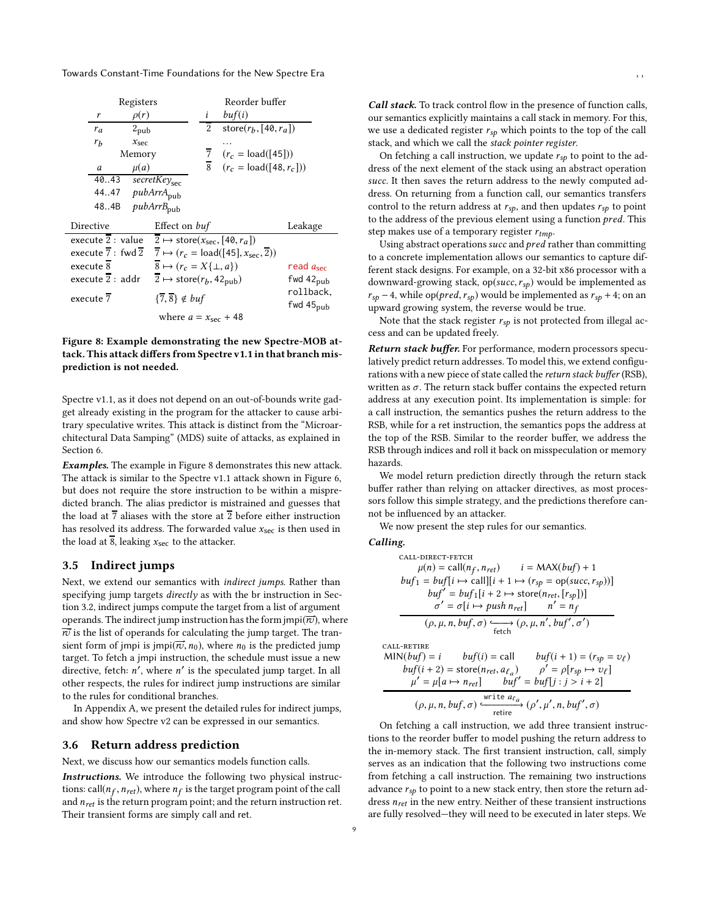| Registers | |
|---|---|
| $r$ | $\rho(r)$ |
| $r_a$ | $2_{\text{pub}}$ |
| $r_b$ | $x_{\text{sec}}$ |

| Memory | |
|---|---|
| $a$ | $\mu(a)$ |
| 40..43 | $secretKey_{\text{sec}}$ |
| 44..47 | $pubArrA_{\text{pub}}$ |
| 48..4B | $pubArrB_{\text{pub}}$ |

| Reorder buffer | |
|---|---|
| $i$ | $buf(i)$ |
| $\overline{2}$ | $\text{store}(r_b, [40, r_a])$ |
| | ... |
| $\overline{7}$ | $(r_c = \text{load}([45]))$ |
| $\overline{8}$ | $(r_c = \text{load}([48, r_c]))$ |

| Directive | Effect on $buf$ | Leakage |
|---|---|---|
| execute $\overline{2}$ : value | $\overline{2} \mapsto \text{store}(x_{\text{sec}}, [40, r_a])$ | |
| execute $\overline{7}$ : fwd $\overline{2}$ | $\overline{7} \mapsto (r_c = \text{load}([45], x_{\text{sec}}, \overline{2}))$ | |
| execute $\overline{8}$ | $\overline{8} \mapsto (r_c = X\{\bot, a\})$ | read $a_{\text{sec}}$ |
| execute $\overline{2}$ : addr | $\overline{2} \mapsto \text{store}(r_b, 42_{\text{pub}})$ | fwd $42_{\text{pub}}$ |
| execute $\overline{7}$ | $\{\overline{7}, \overline{8}\} \notin buf$ | rollback, fwd $45_{\text{pub}}$ |
| | where $a = x_{\text{sec}} + 48$ | |

**Figure 8: Example demonstrating the new Spectre-MOB attack. This attack differs from Spectre v1.1 in that branch misprediction is not needed.**

Spectre v1.1, as it does not depend on an out-of-bounds write gadget already existing in the program for the attacker to cause arbitrary speculative writes. This attack is distinct from the "Microarchitectural Data Samping" (MDS) suite of attacks, as explained in Section 6.

***Examples.*** The example in Figure 8 demonstrates this new attack. The attack is similar to the Spectre v1.1 attack shown in Figure 6, but does not require the store instruction to be within a mispredicted branch. The alias predictor is mistrained and guesses that the load at $\overline{7}$ aliases with the store at $\overline{2}$ before either instruction has resolved its address. The forwarded value $x_{\text{sec}}$ is then used in the load at $\overline{8}$, leaking $x_{\text{sec}}$ to the attacker.

### 3.5 Indirect jumps

Next, we extend our semantics with *indirect jumps*. Rather than specifying jump targets *directly* as with the br instruction in Section 3.2, indirect jumps compute the target from a list of argument operands. The indirect jump instruction has the form $\text{jmpi}(\overrightarrow{rv})$, where $\overrightarrow{rv}$ is the list of operands for calculating the jump target. The transient form of jmpi is $\text{jmpi}(\overrightarrow{rv}, n_0)$, where $n_0$ is the predicted jump target. To fetch a jmpi instruction, the schedule must issue a new directive, fetch: $n'$, where $n'$ is the speculated jump target. In all other respects, the rules for indirect jump instructions are similar to the rules for conditional branches.

In Appendix A, we present the detailed rules for indirect jumps, and show how Spectre v2 can be expressed in our semantics.

### 3.6 Return address prediction

Next, we discuss how our semantics models function calls.

***Instructions.*** We introduce the following two physical instructions: $\text{call}(n_f, n_{ret})$, where $n_f$ is the target program point of the call and $n_{ret}$ is the return program point; and the return instruction ret. Their transient forms are simply call and ret.

***Call stack.*** To track control flow in the presence of function calls, our semantics explicitly maintains a call stack in memory. For this, we use a dedicated register $r_{sp}$ which points to the top of the call stack, and which we call the *stack pointer register*.

On fetching a call instruction, we update $r_{sp}$ to point to the address of the next element of the stack using an abstract operation *succ*. It then saves the return address to the newly computed address. On returning from a function call, our semantics transfers control to the return address at $r_{sp}$, and then updates $r_{sp}$ to point to the address of the previous element using a function *pred*. This step makes use of a temporary register $r_{tmp}$.

Using abstract operations *succ* and *pred* rather than committing to a concrete implementation allows our semantics to capture different stack designs. For example, on a 32-bit x86 processor with a downward-growing stack, $\text{op}(succ, r_{sp})$ would be implemented as $r_{sp} - 4$, while $\text{op}(pred, r_{sp})$ would be implemented as $r_{sp} + 4$; on an upward growing system, the reverse would be true.

Note that the stack register $r_{sp}$ is not protected from illegal access and can be updated freely.

***Return stack buffer.*** For performance, modern processors speculatively predict return addresses. To model this, we extend configurations with a new piece of state called the *return stack buffer* (RSB), written as $\sigma$. The return stack buffer contains the expected return address at any execution point. Its implementation is simple: for a call instruction, the semantics pushes the return address to the RSB, while for a ret instruction, the semantics pops the address at the top of the RSB. Similar to the reorder buffer, we address the RSB through indices and roll it back on misspeculation or memory hazards.

We model return prediction directly through the return stack buffer rather than relying on attacker directives, as most processors follow this simple strategy, and the predictions therefore cannot be influenced by an attacker.

We now present the step rules for our semantics.

***Calling.***

CALL-DIRECT-FETCH

$$\frac{\begin{array}{c}\mu(n) = \text{call}(n_f, n_{ret}) \qquad i = \text{MAX}(buf) + 1 \\ buf_1 = buf[i \mapsto \text{call}][i+1 \mapsto (r_{sp} = \text{op}(succ, r_{sp}))] \\ buf' = buf_1[i+2 \mapsto \text{store}(n_{ret}, [r_{sp}])] \\ \sigma' = \sigma[i \mapsto push\ n_{ret}] \qquad n' = n_f\end{array}}{(\rho, \mu, n, buf, \sigma) \xrightarrow[\text{fetch}]{} (\rho, \mu, n', buf', \sigma')}$$

CALL-RETIRE

$$\frac{\begin{array}{c}\text{MIN}(buf) = i \qquad buf(i) = \text{call} \qquad buf(i+1) = (r_{sp} = v_\ell) \\ buf(i+2) = \text{store}(n_{ret}, a_{\ell_a}) \qquad \rho' = \rho[r_{sp} \mapsto v_\ell] \\ \mu' = \mu[a \mapsto n_{ret}] \qquad buf' = buf[j : j > i+2]\end{array}}{(\rho, \mu, n, buf, \sigma) \xrightarrow[\text{retire}]{\text{write } a_{\ell_a}} (\rho', \mu', n, buf', \sigma)}$$

On fetching a call instruction, we add three transient instructions to the reorder buffer to model pushing the return address to the in-memory stack. The first transient instruction, call, simply serves as an indication that the following two instructions come from fetching a call instruction. The remaining two instructions advance $r_{sp}$ to point to a new stack entry, then store the return address $n_{ret}$ in the new entry. Neither of these transient instructions are fully resolved—they will need to be executed in later steps. We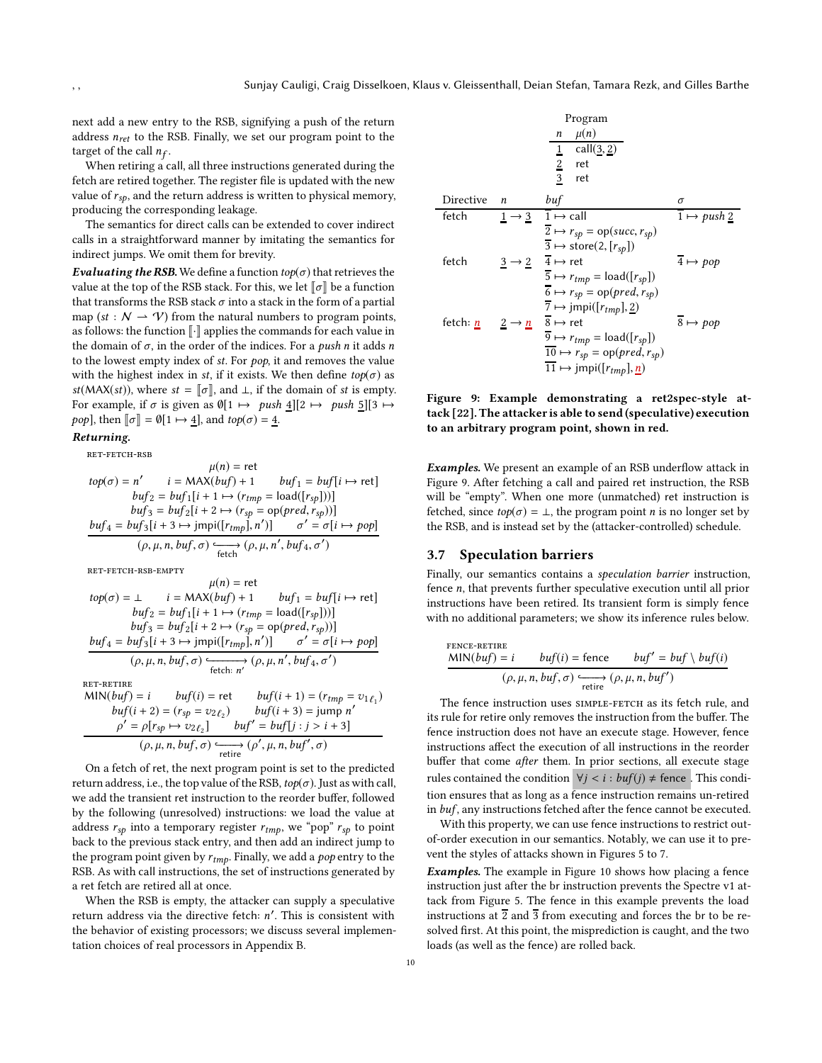next add a new entry to the RSB, signifying a push of the return address $n_{ret}$ to the RSB. Finally, we set our program point to the target of the call $n_f$.

When retiring a call, all three instructions generated during the fetch are retired together. The register file is updated with the new value of $r_{sp}$, and the return address is written to physical memory, producing the corresponding leakage.

The semantics for direct calls can be extended to cover indirect calls in a straightforward manner by imitating the semantics for indirect jumps. We omit them for brevity.

***Evaluating the RSB.*** We define a function $top(\sigma)$ that retrieves the value at the top of the RSB stack. For this, we let $[\![\sigma]\!]$ be a function that transforms the RSB stack $\sigma$ into a stack in the form of a partial map ($st : \mathcal{N} \rightharpoonup \mathcal{V}$) from the natural numbers to program points, as follows: the function $[\![\cdot]\!]$ applies the commands for each value in the domain of $\sigma$, in the order of the indices. For a *push* $n$ it adds $n$ to the lowest empty index of $st$. For *pop*, it and removes the value with the highest index in $st$, if it exists. We then define $top(\sigma)$ as $st(\mathsf{MAX}(st))$, where $st = [\![\sigma]\!]$, and $\bot$, if the domain of $st$ is empty. For example, if $\sigma$ is given as $\emptyset[1 \mapsto \ push\ \underline{4}][2 \mapsto \ push\ \underline{5}][3 \mapsto pop]$, then $[\![\sigma]\!] = \emptyset[1 \mapsto \underline{4}]$, and $top(\sigma) = \underline{4}$.

***Returning.***

RET-FETCH-RSB

$$\frac{\begin{array}{c}\mu(n) = \mathsf{ret} \\ top(\sigma) = n' \qquad i = \mathsf{MAX}(buf) + 1 \qquad buf_1 = buf[i \mapsto \mathsf{ret}] \\ buf_2 = buf_1[i+1 \mapsto (r_{tmp} = \mathsf{load}([r_{sp}]))] \\ buf_3 = buf_2[i+2 \mapsto (r_{sp} = \mathsf{op}(pred, r_{sp}))] \\ buf_4 = buf_3[i+3 \mapsto \mathsf{jmpi}([r_{tmp}], n')] \qquad \sigma' = \sigma[i \mapsto pop]\end{array}}{(\rho, \mu, n, buf, \sigma) \xhookrightarrow[\text{fetch}]{} (\rho, \mu, n', buf_4, \sigma')}$$

RET-FETCH-RSB-EMPTY

$$\frac{\begin{array}{c}\mu(n) = \mathsf{ret} \\ top(\sigma) = \bot \qquad i = \mathsf{MAX}(buf) + 1 \qquad buf_1 = buf[i \mapsto \mathsf{ret}] \\ buf_2 = buf_1[i+1 \mapsto (r_{tmp} = \mathsf{load}([r_{sp}]))] \\ buf_3 = buf_2[i+2 \mapsto (r_{sp} = \mathsf{op}(pred, r_{sp}))] \\ buf_4 = buf_3[i+3 \mapsto \mathsf{jmpi}([r_{tmp}], n')] \qquad \sigma' = \sigma[i \mapsto pop]\end{array}}{(\rho, \mu, n, buf, \sigma) \xhookrightarrow[\text{fetch: } n']{} (\rho, \mu, n', buf_4, \sigma')}$$

RET-RETIRE

$$\frac{\begin{array}{c}\mathsf{MIN}(buf) = i \qquad buf(i) = \mathsf{ret} \qquad buf(i+1) = (r_{tmp} = v_{1\ell_1}) \\ buf(i+2) = (r_{sp} = v_{2\ell_2}) \qquad buf(i+3) = \mathsf{jump}\ n' \\ \rho' = \rho[r_{sp} \mapsto v_{2\ell_2}] \qquad buf' = buf[j : j > i+3]\end{array}}{(\rho, \mu, n, buf, \sigma) \xhookrightarrow[\text{retire}]{} (\rho', \mu, n, buf', \sigma)}$$

On a fetch of ret, the next program point is set to the predicted return address, i.e., the top value of the RSB, $top(\sigma)$. Just as with call, we add the transient ret instruction to the reorder buffer, followed by the following (unresolved) instructions: we load the value at address $r_{sp}$ into a temporary register $r_{tmp}$, we "pop" $r_{sp}$ to point back to the previous stack entry, and then add an indirect jump to the program point given by $r_{tmp}$. Finally, we add a *pop* entry to the RSB. As with call instructions, the set of instructions generated by a ret fetch are retired all at once.

When the RSB is empty, the attacker can supply a speculative return address via the directive fetch: $n'$. This is consistent with the behavior of existing processors; we discuss several implementation choices of real processors in Appendix B.

Program

| $n$ | $\mu(n)$ |
|---|---|
| $\underline{1}$ | call($\underline{3}$, $\underline{2}$) |
| $\underline{2}$ | ret |
| $\underline{3}$ | ret |

| Directive | $n$ | $buf$ | $\sigma$ |
|---|---|---|---|
| fetch | $\underline{1} \to \underline{3}$ | $\overline{1} \mapsto$ call | $\overline{1} \mapsto push\ \underline{2}$ |
| | | $\overline{2} \mapsto r_{sp} = \mathsf{op}(succ, r_{sp})$ | |
| | | $\overline{3} \mapsto \mathsf{store}(2, [r_{sp}])$ | |
| fetch | $\underline{3} \to \underline{2}$ | $\overline{4} \mapsto$ ret | $\overline{4} \mapsto pop$ |
| | | $\overline{5} \mapsto r_{tmp} = \mathsf{load}([r_{sp}])$ | |
| | | $\overline{6} \mapsto r_{sp} = \mathsf{op}(pred, r_{sp})$ | |
| | | $\overline{7} \mapsto \mathsf{jmpi}([r_{tmp}], \underline{2})$ | |
| fetch: $\underline{n}$ | $\underline{2} \to \underline{n}$ | $\overline{8} \mapsto$ ret | $\overline{8} \mapsto pop$ |
| | | $\overline{9} \mapsto r_{tmp} = \mathsf{load}([r_{sp}])$ | |
| | | $\overline{10} \mapsto r_{sp} = \mathsf{op}(pred, r_{sp})$ | |
| | | $\overline{11} \mapsto \mathsf{jmpi}([r_{tmp}], \underline{n})$ | |

**Figure 9: Example demonstrating a ret2spec-style attack [22]. The attacker is able to send (speculative) execution to an arbitrary program point, shown in red.**

***Examples.*** We present an example of an RSB underflow attack in Figure 9. After fetching a call and paired ret instruction, the RSB will be "empty". When one more (unmatched) ret instruction is fetched, since $top(\sigma) = \bot$, the program point $n$ is no longer set by the RSB, and is instead set by the (attacker-controlled) schedule.

### 3.7 Speculation barriers

Finally, our semantics contains a *speculation barrier* instruction, fence $n$, that prevents further speculative execution until all prior instructions have been retired. Its transient form is simply fence with no additional parameters; we show its inference rules below.

FENCE-RETIRE

$$\frac{\mathsf{MIN}(buf) = i \qquad buf(i) = \mathsf{fence} \qquad buf' = buf \setminus buf(i)}{(\rho, \mu, n, buf, \sigma) \xhookrightarrow[\text{retire}]{} (\rho, \mu, n, buf')}$$

The fence instruction uses SIMPLE-FETCH as its fetch rule, and its rule for retire only removes the instruction from the buffer. The fence instruction does not have an execute stage. However, fence instructions affect the execution of all instructions in the reorder buffer that come *after* them. In prior sections, all execute stage rules contained the condition $\forall j < i : buf(j) \neq \mathsf{fence}$. This condition ensures that as long as a fence instruction remains un-retired in $buf$, any instructions fetched after the fence cannot be executed.

With this property, we can use fence instructions to restrict out-of-order execution in our semantics. Notably, we can use it to prevent the styles of attacks shown in Figures 5 to 7.

***Examples.*** The example in Figure 10 shows how placing a fence instruction just after the br instruction prevents the Spectre v1 attack from Figure 5. The fence in this example prevents the load instructions at $\overline{2}$ and $\overline{3}$ from executing and forces the br to be resolved first. At this point, the misprediction is caught, and the two loads (as well as the fence) are rolled back.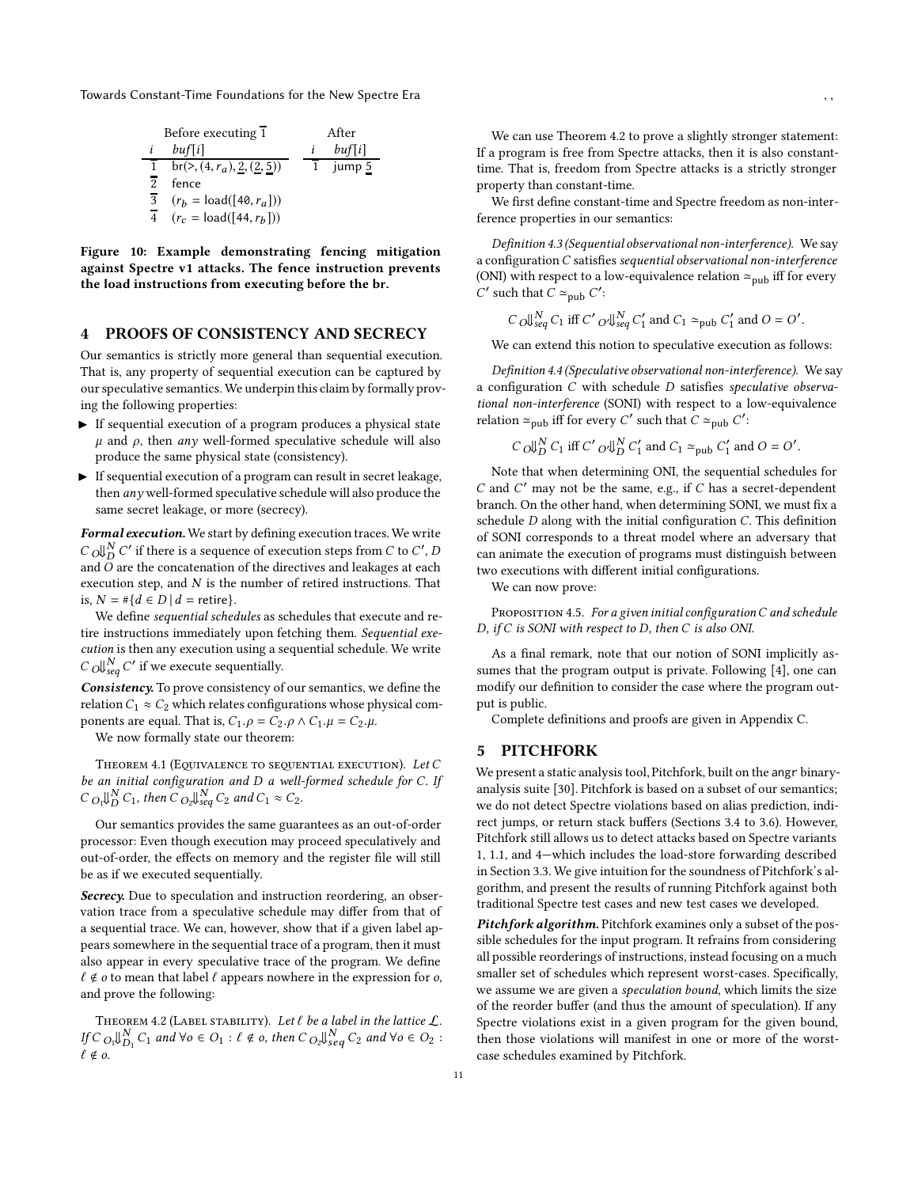| Before executing $\overline{1}$ | | | After | |
|---|---|---|---|---|
| $i$ | $buf[i]$ | | $i$ | $buf[i]$ |
| $\overline{1}$ | $\text{br}(>, (4, r_a), \underline{2}, (\underline{2}, \underline{5}))$ | | $\overline{1}$ | jump $\underline{5}$ |
| $\overline{2}$ | fence | | | |
| $\overline{3}$ | $(r_b = \text{load}([40, r_a]))$ | | | |
| $\overline{4}$ | $(r_c = \text{load}([44, r_b]))$ | | | |

**Figure 10: Example demonstrating fencing mitigation against Spectre v1 attacks. The fence instruction prevents the load instructions from executing before the br.**

## 4 PROOFS OF CONSISTENCY AND SECRECY

Our semantics is strictly more general than sequential execution. That is, any property of sequential execution can be captured by our speculative semantics. We underpin this claim by formally proving the following properties:

- If sequential execution of a program produces a physical state $\mu$ and $\rho$, then *any* well-formed speculative schedule will also produce the same physical state (consistency).
- If sequential execution of a program can result in secret leakage, then *any* well-formed speculative schedule will also produce the same secret leakage, or more (secrecy).

***Formal execution.*** We start by defining execution traces. We write $C \;{}_O\!\Downarrow_D^N C'$ if there is a sequence of execution steps from $C$ to $C'$, $D$ and $O$ are the concatenation of the directives and leakages at each execution step, and $N$ is the number of retired instructions. That is, $N = \#\{d \in D \mid d = \text{retire}\}$.

We define *sequential schedules* as schedules that execute and retire instructions immediately upon fetching them. *Sequential execution* is then any execution using a sequential schedule. We write $C \;{}_O\!\Downarrow_{seq}^N C'$ if we execute sequentially.

***Consistency.*** To prove consistency of our semantics, we define the relation $C_1 \approx C_2$ which relates configurations whose physical components are equal. That is, $C_1.\rho = C_2.\rho \wedge C_1.\mu = C_2.\mu$.

We now formally state our theorem:

Theorem 4.1 (Equivalence to sequential execution). *Let $C$ be an initial configuration and $D$ a well-formed schedule for $C$. If $C \;{}_{O_1}\!\Downarrow_D^N C_1$, then $C \;{}_{O_2}\!\Downarrow_{seq}^N C_2$ and $C_1 \approx C_2$.*

Our semantics provides the same guarantees as an out-of-order processor: Even though execution may proceed speculatively and out-of-order, the effects on memory and the register file will still be as if we executed sequentially.

***Secrecy.*** Due to speculation and instruction reordering, an observation trace from a speculative schedule may differ from that of a sequential trace. We can, however, show that if a given label appears somewhere in the sequential trace of a program, then it must also appear in every speculative trace of the program. We define $\ell \notin o$ to mean that label $\ell$ appears nowhere in the expression for $o$, and prove the following:

Theorem 4.2 (Label stability). *Let $\ell$ be a label in the lattice $\mathcal{L}$. If $C \;{}_{O_1}\!\Downarrow_{D_1}^N C_1$ and $\forall o \in O_1 : \ell \notin o$, then $C \;{}_{O_2}\!\Downarrow_{seq}^N C_2$ and $\forall o \in O_2 : \ell \notin o$.*

We can use Theorem 4.2 to prove a slightly stronger statement: If a program is free from Spectre attacks, then it is also constant-time. That is, freedom from Spectre attacks is a strictly stronger property than constant-time.

We first define constant-time and Spectre freedom as non-interference properties in our semantics:

*Definition 4.3 (Sequential observational non-interference).* We say a configuration $C$ satisfies *sequential observational non-interference* (ONI) with respect to a low-equivalence relation $\simeq_{\text{pub}}$ iff for every $C'$ such that $C \simeq_{\text{pub}} C'$:

$$C \;{}_O\!\Downarrow_{seq}^N C_1 \text{ iff } C' \;{}_{O'}\!\Downarrow_{seq}^N C_1' \text{ and } C_1 \simeq_{\text{pub}} C_1' \text{ and } O = O'.$$

We can extend this notion to speculative execution as follows:

*Definition 4.4 (Speculative observational non-interference).* We say a configuration $C$ with schedule $D$ satisfies *speculative observational non-interference* (SONI) with respect to a low-equivalence relation $\simeq_{\text{pub}}$ iff for every $C'$ such that $C \simeq_{\text{pub}} C'$:

$$C \;{}_O\!\Downarrow_D^N C_1 \text{ iff } C' \;{}_{O'}\!\Downarrow_D^N C_1' \text{ and } C_1 \simeq_{\text{pub}} C_1' \text{ and } O = O'.$$

Note that when determining ONI, the sequential schedules for $C$ and $C'$ may not be the same, e.g., if $C$ has a secret-dependent branch. On the other hand, when determining SONI, we must fix a schedule $D$ along with the initial configuration $C$. This definition of SONI corresponds to a threat model where an adversary that can animate the execution of programs must distinguish between two executions with different initial configurations.

We can now prove:

Proposition 4.5. *For a given initial configuration $C$ and schedule $D$, if $C$ is SONI with respect to $D$, then $C$ is also ONI.*

As a final remark, note that our notion of SONI implicitly assumes that the program output is private. Following [4], one can modify our definition to consider the case where the program output is public.

Complete definitions and proofs are given in Appendix C.

## 5 PITCHFORK

We present a static analysis tool, Pitchfork, built on the angr binary-analysis suite [30]. Pitchfork is based on a subset of our semantics; we do not detect Spectre violations based on alias prediction, indirect jumps, or return stack buffers (Sections 3.4 to 3.6). However, Pitchfork still allows us to detect attacks based on Spectre variants 1, 1.1, and 4—which includes the load-store forwarding described in Section 3.3. We give intuition for the soundness of Pitchfork's algorithm, and present the results of running Pitchfork against both traditional Spectre test cases and new test cases we developed.

***Pitchfork algorithm.*** Pitchfork examines only a subset of the possible schedules for the input program. It refrains from considering all possible reorderings of instructions, instead focusing on a much smaller set of schedules which represent worst-cases. Specifically, we assume we are given a *speculation bound*, which limits the size of the reorder buffer (and thus the amount of speculation). If any Spectre violations exist in a given program for the given bound, then those violations will manifest in one or more of the worst-case schedules examined by Pitchfork.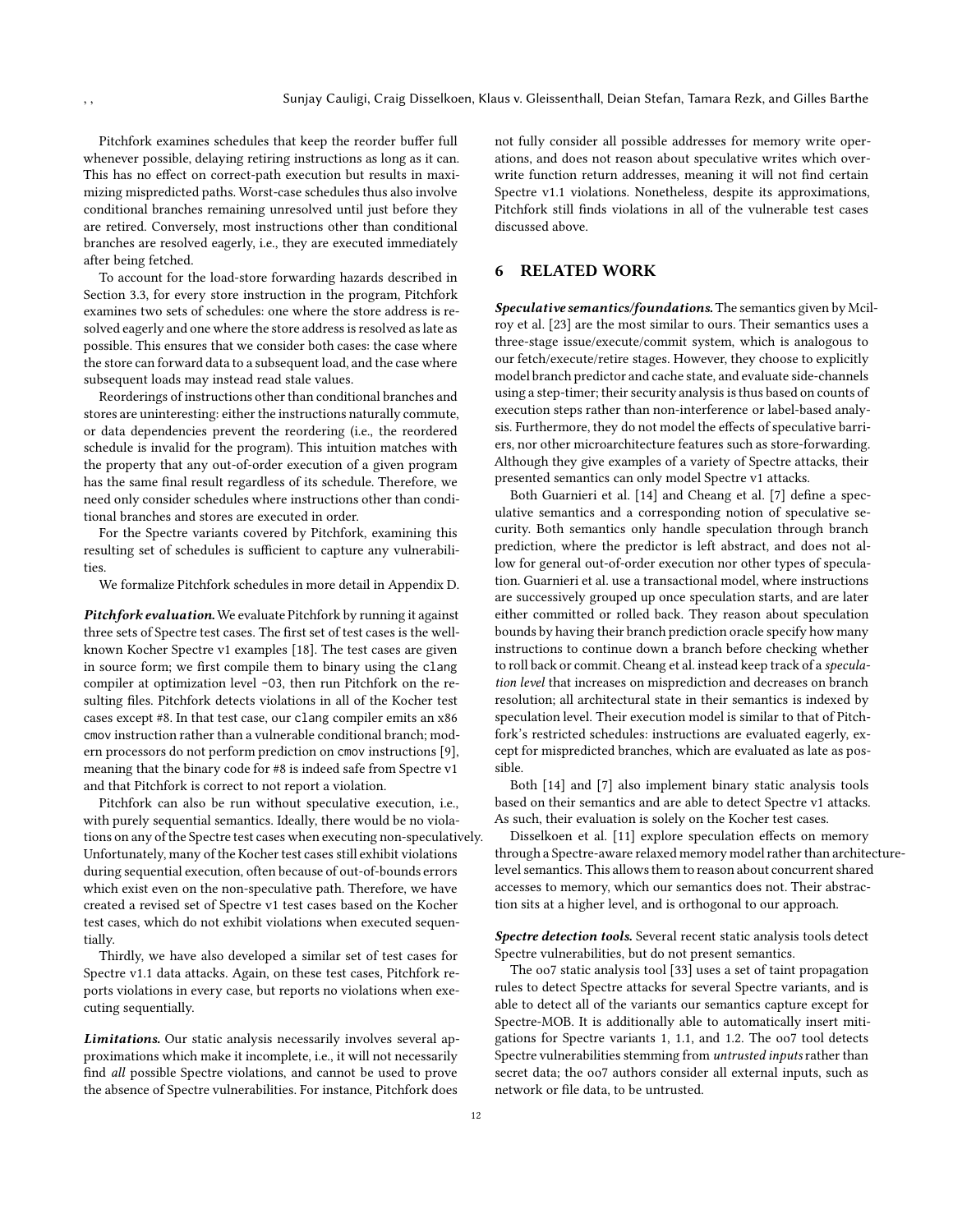Pitchfork examines schedules that keep the reorder buffer full whenever possible, delaying retiring instructions as long as it can. This has no effect on correct-path execution but results in maximizing mispredicted paths. Worst-case schedules thus also involve conditional branches remaining unresolved until just before they are retired. Conversely, most instructions other than conditional branches are resolved eagerly, i.e., they are executed immediately after being fetched.

To account for the load-store forwarding hazards described in Section 3.3, for every store instruction in the program, Pitchfork examines two sets of schedules: one where the store address is resolved eagerly and one where the store address is resolved as late as possible. This ensures that we consider both cases: the case where the store can forward data to a subsequent load, and the case where subsequent loads may instead read stale values.

Reorderings of instructions other than conditional branches and stores are uninteresting: either the instructions naturally commute, or data dependencies prevent the reordering (i.e., the reordered schedule is invalid for the program). This intuition matches with the property that any out-of-order execution of a given program has the same final result regardless of its schedule. Therefore, we need only consider schedules where instructions other than conditional branches and stores are executed in order.

For the Spectre variants covered by Pitchfork, examining this resulting set of schedules is sufficient to capture any vulnerabilities.

We formalize Pitchfork schedules in more detail in Appendix D.

***Pitchfork evaluation.*** We evaluate Pitchfork by running it against three sets of Spectre test cases. The first set of test cases is the well-known Kocher Spectre v1 examples [18]. The test cases are given in source form; we first compile them to binary using the `clang` compiler at optimization level `-O3`, then run Pitchfork on the resulting files. Pitchfork detects violations in all of the Kocher test cases except #8. In that test case, our `clang` compiler emits an x86 `cmov` instruction rather than a vulnerable conditional branch; modern processors do not perform prediction on `cmov` instructions [9], meaning that the binary code for #8 is indeed safe from Spectre v1 and that Pitchfork is correct to not report a violation.

Pitchfork can also be run without speculative execution, i.e., with purely sequential semantics. Ideally, there would be no violations on any of the Spectre test cases when executing non-speculatively. Unfortunately, many of the Kocher test cases still exhibit violations during sequential execution, often because of out-of-bounds errors which exist even on the non-speculative path. Therefore, we have created a revised set of Spectre v1 test cases based on the Kocher test cases, which do not exhibit violations when executed sequentially.

Thirdly, we have also developed a similar set of test cases for Spectre v1.1 data attacks. Again, on these test cases, Pitchfork reports violations in every case, but reports no violations when executing sequentially.

***Limitations.*** Our static analysis necessarily involves several approximations which make it incomplete, i.e., it will not necessarily find *all* possible Spectre violations, and cannot be used to prove the absence of Spectre vulnerabilities. For instance, Pitchfork does not fully consider all possible addresses for memory write operations, and does not reason about speculative writes which overwrite function return addresses, meaning it will not find certain Spectre v1.1 violations. Nonetheless, despite its approximations, Pitchfork still finds violations in all of the vulnerable test cases discussed above.

## 6 RELATED WORK

***Speculative semantics/foundations.*** The semantics given by Mcilroy et al. [23] are the most similar to ours. Their semantics uses a three-stage issue/execute/commit system, which is analogous to our fetch/execute/retire stages. However, they choose to explicitly model branch predictor and cache state, and evaluate side-channels using a step-timer; their security analysis is thus based on counts of execution steps rather than non-interference or label-based analysis. Furthermore, they do not model the effects of speculative barriers, nor other microarchitecture features such as store-forwarding. Although they give examples of a variety of Spectre attacks, their presented semantics can only model Spectre v1 attacks.

Both Guarnieri et al. [14] and Cheang et al. [7] define a speculative semantics and a corresponding notion of speculative security. Both semantics only handle speculation through branch prediction, where the predictor is left abstract, and does not allow for general out-of-order execution nor other types of speculation. Guarnieri et al. use a transactional model, where instructions are successively grouped up once speculation starts, and are later either committed or rolled back. They reason about speculation bounds by having their branch prediction oracle specify how many instructions to continue down a branch before checking whether to roll back or commit. Cheang et al. instead keep track of a *speculation level* that increases on misprediction and decreases on branch resolution; all architectural state in their semantics is indexed by speculation level. Their execution model is similar to that of Pitchfork's restricted schedules: instructions are evaluated eagerly, except for mispredicted branches, which are evaluated as late as possible.

Both [14] and [7] also implement binary static analysis tools based on their semantics and are able to detect Spectre v1 attacks. As such, their evaluation is solely on the Kocher test cases.

Disselkoen et al. [11] explore speculation effects on memory through a Spectre-aware relaxed memory model rather than architecture-level semantics. This allows them to reason about concurrent shared accesses to memory, which our semantics does not. Their abstraction sits at a higher level, and is orthogonal to our approach.

***Spectre detection tools.*** Several recent static analysis tools detect Spectre vulnerabilities, but do not present semantics.

The oo7 static analysis tool [33] uses a set of taint propagation rules to detect Spectre attacks for several Spectre variants, and is able to detect all of the variants our semantics capture except for Spectre-MOB. It is additionally able to automatically insert mitigations for Spectre variants 1, 1.1, and 1.2. The oo7 tool detects Spectre vulnerabilities stemming from *untrusted inputs* rather than secret data; the oo7 authors consider all external inputs, such as network or file data, to be untrusted.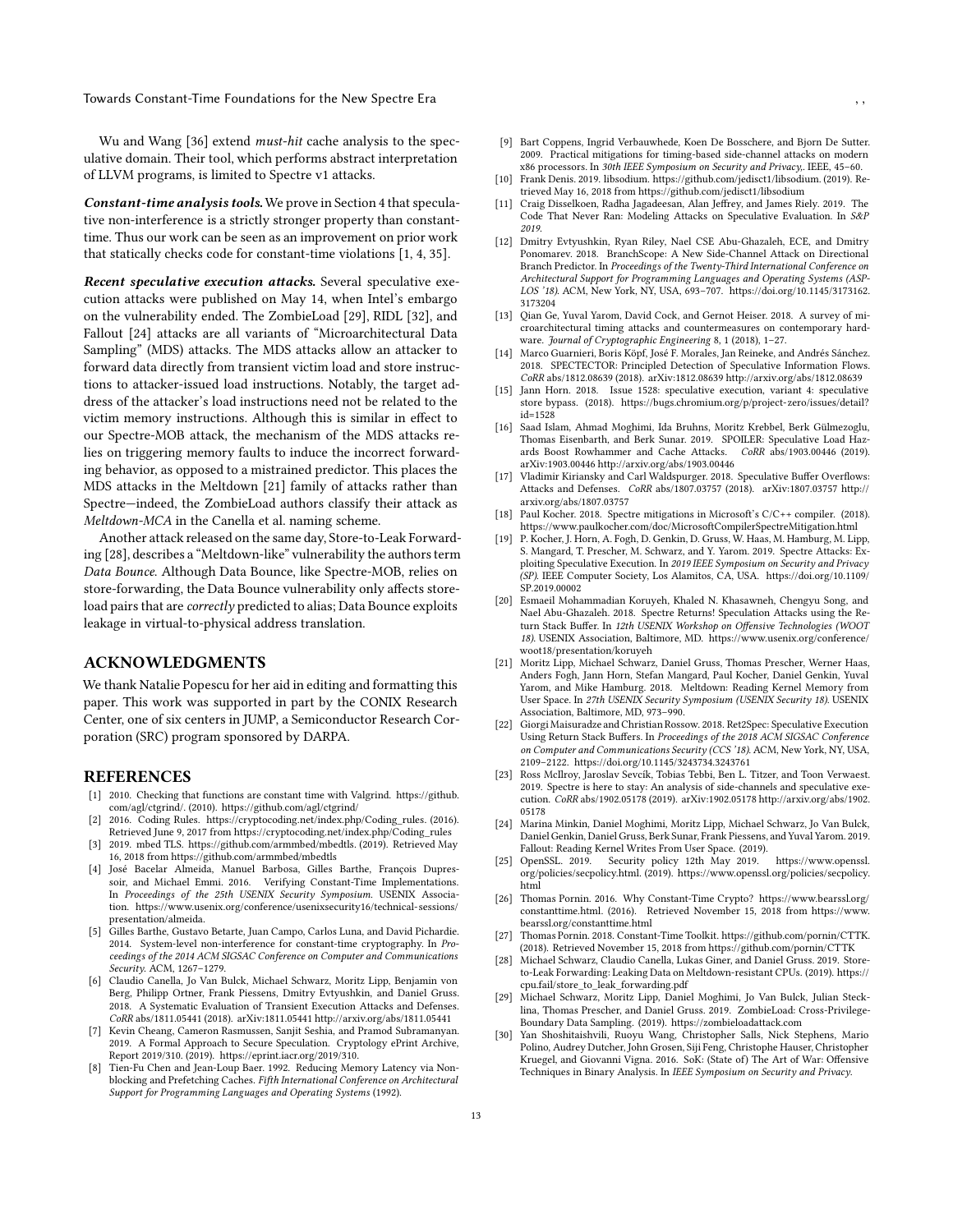Wu and Wang [36] extend *must-hit* cache analysis to the speculative domain. Their tool, which performs abstract interpretation of LLVM programs, is limited to Spectre v1 attacks.

***Constant-time analysis tools.*** We prove in Section 4 that speculative non-interference is a strictly stronger property than constant-time. Thus our work can be seen as an improvement on prior work that statically checks code for constant-time violations [1, 4, 35].

***Recent speculative execution attacks.*** Several speculative execution attacks were published on May 14, when Intel's embargo on the vulnerability ended. The ZombieLoad [29], RIDL [32], and Fallout [24] attacks are all variants of "Microarchitectural Data Sampling" (MDS) attacks. The MDS attacks allow an attacker to forward data directly from transient victim load and store instructions to attacker-issued load instructions. Notably, the target address of the attacker's load instructions need not be related to the victim memory instructions. Although this is similar in effect to our Spectre-MOB attack, the mechanism of the MDS attacks relies on triggering memory faults to induce the incorrect forwarding behavior, as opposed to a mistrained predictor. This places the MDS attacks in the Meltdown [21] family of attacks rather than Spectre—indeed, the ZombieLoad authors classify their attack as *Meltdown-MCA* in the Canella et al. naming scheme.

Another attack released on the same day, Store-to-Leak Forwarding [28], describes a "Meltdown-like" vulnerability the authors term *Data Bounce*. Although Data Bounce, like Spectre-MOB, relies on store-forwarding, the Data Bounce vulnerability only affects store-load pairs that are *correctly* predicted to alias; Data Bounce exploits leakage in virtual-to-physical address translation.

## ACKNOWLEDGMENTS

We thank Natalie Popescu for her aid in editing and formatting this paper. This work was supported in part by the CONIX Research Center, one of six centers in JUMP, a Semiconductor Research Corporation (SRC) program sponsored by DARPA.

## REFERENCES

- [1] 2010. Checking that functions are constant time with Valgrind. https://github.com/agl/ctgrind/. (2010). https://github.com/agl/ctgrind/
- [2] 2016. Coding Rules. https://cryptocoding.net/index.php/Coding_rules. (2016). Retrieved June 9, 2017 from https://cryptocoding.net/index.php/Coding_rules
- [3] 2019. mbed TLS. https://github.com/armmbed/mbedtls. (2019). Retrieved May 16, 2018 from https://github.com/armmbed/mbedtls
- [4] José Bacelar Almeida, Manuel Barbosa, Gilles Barthe, François Dupressoir, and Michael Emmi. 2016. Verifying Constant-Time Implementations. In *Proceedings of the 25th USENIX Security Symposium*. USENIX Association. https://www.usenix.org/conference/usenixsecurity16/technical-sessions/presentation/almeida.
- [5] Gilles Barthe, Gustavo Betarte, Juan Campo, Carlos Luna, and David Pichardie. 2014. System-level non-interference for constant-time cryptography. In *Proceedings of the 2014 ACM SIGSAC Conference on Computer and Communications Security*. ACM, 1267–1279.
- [6] Claudio Canella, Jo Van Bulck, Michael Schwarz, Moritz Lipp, Benjamin von Berg, Philipp Ortner, Frank Piessens, Dmitry Evtyushkin, and Daniel Gruss. 2018. A Systematic Evaluation of Transient Execution Attacks and Defenses. *CoRR* abs/1811.05441 (2018). arXiv:1811.05441 http://arxiv.org/abs/1811.05441
- [7] Kevin Cheang, Cameron Rasmussen, Sanjit Seshia, and Pramod Subramanyan. 2019. A Formal Approach to Secure Speculation. Cryptology ePrint Archive, Report 2019/310. (2019). https://eprint.iacr.org/2019/310.
- [8] Tien-Fu Chen and Jean-Loup Baer. 1992. Reducing Memory Latency via Non-blocking and Prefetching Caches. *Fifth International Conference on Architectural Support for Programming Languages and Operating Systems* (1992).
- [9] Bart Coppens, Ingrid Verbauwhede, Koen De Bosschere, and Bjorn De Sutter. 2009. Practical mitigations for timing-based side-channel attacks on modern x86 processors. In *30th IEEE Symposium on Security and Privacy,*. IEEE, 45–60.
- [10] Frank Denis. 2019. libsodium. https://github.com/jedisct1/libsodium. (2019). Retrieved May 16, 2018 from https://github.com/jedisct1/libsodium
- [11] Craig Disselkoen, Radha Jagadeesan, Alan Jeffrey, and James Riely. 2019. The Code That Never Ran: Modeling Attacks on Speculative Evaluation. In *S&P 2019*.
- [12] Dmitry Evtyushkin, Ryan Riley, Nael CSE Abu-Ghazaleh, ECE, and Dmitry Ponomarev. 2018. BranchScope: A New Side-Channel Attack on Directional Branch Predictor. In *Proceedings of the Twenty-Third International Conference on Architectural Support for Programming Languages and Operating Systems (ASPLOS '18)*. ACM, New York, NY, USA, 693–707. https://doi.org/10.1145/3173162.3173204
- [13] Qian Ge, Yuval Yarom, David Cock, and Gernot Heiser. 2018. A survey of microarchitectural timing attacks and countermeasures on contemporary hardware. *Journal of Cryptographic Engineering* 8, 1 (2018), 1–27.
- [14] Marco Guarnieri, Boris Köpf, José F. Morales, Jan Reineke, and Andrés Sánchez. 2018. SPECTECTOR: Principled Detection of Speculative Information Flows. *CoRR* abs/1812.08639 (2018). arXiv:1812.08639 http://arxiv.org/abs/1812.08639
- [15] Jann Horn. 2018. Issue 1528: speculative execution, variant 4: speculative store bypass. (2018). https://bugs.chromium.org/p/project-zero/issues/detail?id=1528
- [16] Saad Islam, Ahmad Moghimi, Ida Bruhns, Moritz Krebbel, Berk Gülmezoglu, Thomas Eisenbarth, and Berk Sunar. 2019. SPOILER: Speculative Load Hazards Boost Rowhammer and Cache Attacks. *CoRR* abs/1903.00446 (2019). arXiv:1903.00446 http://arxiv.org/abs/1903.00446
- [17] Vladimir Kiriansky and Carl Waldspurger. 2018. Speculative Buffer Overflows: Attacks and Defenses. *CoRR* abs/1807.03757 (2018). arXiv:1807.03757 http://arxiv.org/abs/1807.03757
- [18] Paul Kocher. 2018. Spectre mitigations in Microsoft's C/C++ compiler. (2018). https://www.paulkocher.com/doc/MicrosoftCompilerSpectreMitigation.html
- [19] P. Kocher, J. Horn, A. Fogh, D. Genkin, D. Gruss, W. Haas, M. Hamburg, M. Lipp, S. Mangard, T. Prescher, M. Schwarz, and Y. Yarom. 2019. Spectre Attacks: Exploiting Speculative Execution. In *2019 IEEE Symposium on Security and Privacy (SP)*. IEEE Computer Society, Los Alamitos, CA, USA. https://doi.org/10.1109/SP.2019.00002
- [20] Esmaeil Mohammadian Koruyeh, Khaled N. Khasawneh, Chengyu Song, and Nael Abu-Ghazaleh. 2018. Spectre Returns! Speculation Attacks using the Return Stack Buffer. In *12th USENIX Workshop on Offensive Technologies (WOOT 18)*. USENIX Association, Baltimore, MD. https://www.usenix.org/conference/woot18/presentation/koruyeh
- [21] Moritz Lipp, Michael Schwarz, Daniel Gruss, Thomas Prescher, Werner Haas, Anders Fogh, Jann Horn, Stefan Mangard, Paul Kocher, Daniel Genkin, Yuval Yarom, and Mike Hamburg. 2018. Meltdown: Reading Kernel Memory from User Space. In *27th USENIX Security Symposium (USENIX Security 18)*. USENIX Association, Baltimore, MD, 973–990.
- [22] Giorgi Maisuradze and Christian Rossow. 2018. Ret2Spec: Speculative Execution Using Return Stack Buffers. In *Proceedings of the 2018 ACM SIGSAC Conference on Computer and Communications Security (CCS '18)*. ACM, New York, NY, USA, 2109–2122. https://doi.org/10.1145/3243734.3243761
- [23] Ross McIlroy, Jaroslav Sevcík, Tobias Tebbi, Ben L. Titzer, and Toon Verwaest. 2019. Spectre is here to stay: An analysis of side-channels and speculative execution. *CoRR* abs/1902.05178 (2019). arXiv:1902.05178 http://arxiv.org/abs/1902.05178
- [24] Marina Minkin, Daniel Moghimi, Moritz Lipp, Michael Schwarz, Jo Van Bulck, Daniel Genkin, Daniel Gruss, Berk Sunar, Frank Piessens, and Yuval Yarom. 2019. Fallout: Reading Kernel Writes From User Space. (2019).
- [25] OpenSSL. 2019. Security policy 12th May 2019. https://www.openssl.org/policies/secpolicy.html. (2019). https://www.openssl.org/policies/secpolicy.html
- [26] Thomas Pornin. 2016. Why Constant-Time Crypto? https://www.bearssl.org/constanttime.html. (2016). Retrieved November 15, 2018 from https://www.bearssl.org/constanttime.html
- [27] Thomas Pornin. 2018. Constant-Time Toolkit. https://github.com/pornin/CTTK. (2018). Retrieved November 15, 2018 from https://github.com/pornin/CTTK
- [28] Michael Schwarz, Claudio Canella, Lukas Giner, and Daniel Gruss. 2019. Store-to-Leak Forwarding: Leaking Data on Meltdown-resistant CPUs. (2019). https://cpu.fail/store_to_leak_forwarding.pdf
- [29] Michael Schwarz, Moritz Lipp, Daniel Moghimi, Jo Van Bulck, Julian Stecklina, Thomas Prescher, and Daniel Gruss. 2019. ZombieLoad: Cross-Privilege-Boundary Data Sampling. (2019). https://zombieloadattack.com
- [30] Yan Shoshitaishvili, Ruoyu Wang, Christopher Salls, Nick Stephens, Mario Polino, Audrey Dutcher, John Grosen, Siji Feng, Christophe Hauser, Christopher Kruegel, and Giovanni Vigna. 2016. SoK: (State of) The Art of War: Offensive Techniques in Binary Analysis. In *IEEE Symposium on Security and Privacy*.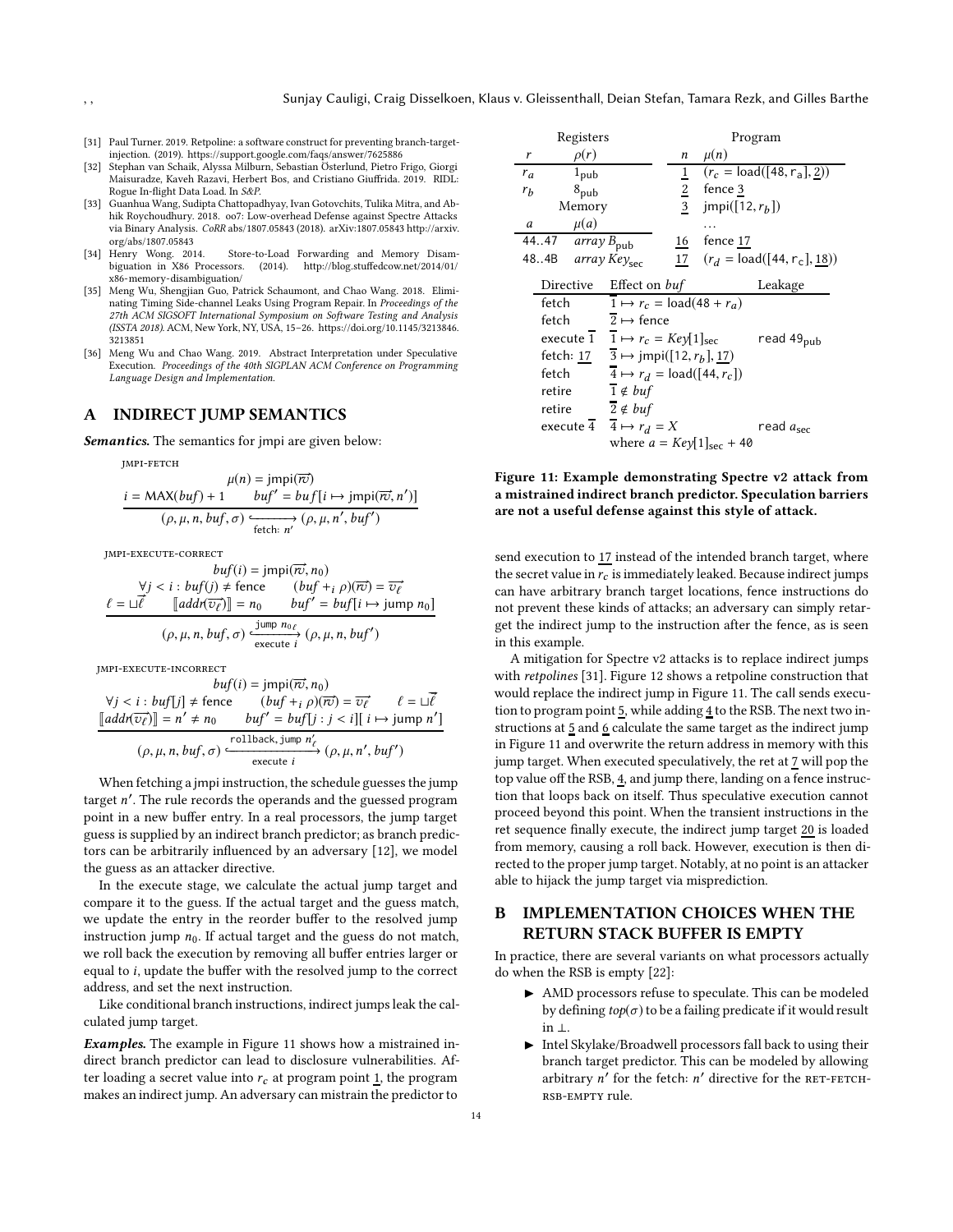[31] Paul Turner. 2019. Retpoline: a software construct for preventing branch-target-injection. (2019). https://support.google.com/faqs/answer/7625886

[32] Stephan van Schaik, Alyssa Milburn, Sebastian Österlund, Pietro Frigo, Giorgi Maisuradze, Kaveh Razavi, Herbert Bos, and Cristiano Giuffrida. 2019. RIDL: Rogue In-flight Data Load. In *S&P*.

[33] Guanhua Wang, Sudipta Chattopadhyay, Ivan Gotovchits, Tulika Mitra, and Abhik Roychoudhury. 2018. oo7: Low-overhead Defense against Spectre Attacks via Binary Analysis. *CoRR* abs/1807.05843 (2018). arXiv:1807.05843 http://arxiv.org/abs/1807.05843

[34] Henry Wong. 2014. Store-to-Load Forwarding and Memory Disambiguation in X86 Processors. (2014). http://blog.stuffedcow.net/2014/01/x86-memory-disambiguation/

[35] Meng Wu, Shengjian Guo, Patrick Schaumont, and Chao Wang. 2018. Eliminating Timing Side-channel Leaks Using Program Repair. In *Proceedings of the 27th ACM SIGSOFT International Symposium on Software Testing and Analysis (ISSTA 2018)*. ACM, New York, NY, USA, 15–26. https://doi.org/10.1145/3213846.3213851

[36] Meng Wu and Chao Wang. 2019. Abstract Interpretation under Speculative Execution. *Proceedings of the 40th SIGPLAN ACM Conference on Programming Language Design and Implementation.*

## A INDIRECT JUMP SEMANTICS

***Semantics.*** The semantics for jmpi are given below:

JMPI-FETCH

$$\frac{\mu(n) = \mathsf{jmpi}(\overrightarrow{rv}) \qquad i = \mathsf{MAX}(buf) + 1 \qquad buf' = buf[i \mapsto \mathsf{jmpi}(\overrightarrow{rv}, n')]}{(\rho, \mu, n, buf, \sigma) \xhookrightarrow[\text{fetch: } n']{} (\rho, \mu, n', buf')}$$

JMPI-EXECUTE-CORRECT

$$\frac{\begin{array}{c} buf(i) = \mathsf{jmpi}(\overrightarrow{rv}, n_0) \\ \forall j < i : buf(j) \neq \mathsf{fence} \qquad (buf +_i \rho)(\overrightarrow{rv}) = \overrightarrow{v_\ell} \\ \ell = \sqcup \vec{\ell} \qquad [\![addr(\overrightarrow{v_\ell})]\!] = n_0 \qquad buf' = buf[i \mapsto \mathsf{jump}\ n_0] \end{array}}{(\rho, \mu, n, buf, \sigma) \xhookrightarrow[\text{execute } i]{\texttt{jump } {n_0}_\ell} (\rho, \mu, n, buf')}$$

JMPI-EXECUTE-INCORRECT

$$\frac{\begin{array}{c} buf(i) = \mathsf{jmpi}(\overrightarrow{rv}, n_0) \\ \forall j < i : buf[j] \neq \mathsf{fence} \qquad (buf +_i \rho)(\overrightarrow{rv}) = \overrightarrow{v_\ell} \qquad \ell = \sqcup \vec{\ell} \\ [\![addr(\overrightarrow{v_\ell})]\!] = n' \neq n_0 \qquad buf' = buf[j : j < i][\, i \mapsto \mathsf{jump}\ n'] \end{array}}{(\rho, \mu, n, buf, \sigma) \xhookrightarrow[\text{execute } i]{\texttt{rollback}, \texttt{jump } n'_\ell} (\rho, \mu, n', buf')}$$

When fetching a jmpi instruction, the schedule guesses the jump target $n'$. The rule records the operands and the guessed program point in a new buffer entry. In a real processors, the jump target guess is supplied by an indirect branch predictor; as branch predictors can be arbitrarily influenced by an adversary [12], we model the guess as an attacker directive.

In the execute stage, we calculate the actual jump target and compare it to the guess. If the actual target and the guess match, we update the entry in the reorder buffer to the resolved jump instruction jump $n_0$. If actual target and the guess do not match, we roll back the execution by removing all buffer entries larger or equal to $i$, update the buffer with the resolved jump to the correct address, and set the next instruction.

Like conditional branch instructions, indirect jumps leak the calculated jump target.

***Examples.*** The example in Figure 11 shows how a mistrained indirect branch predictor can lead to disclosure vulnerabilities. After loading a secret value into $r_c$ at program point $\underline{1}$, the program makes an indirect jump. An adversary can mistrain the predictor to send execution to $\underline{17}$ instead of the intended branch target, where the secret value in $r_c$ is immediately leaked. Because indirect jumps can have arbitrary branch target locations, fence instructions do not prevent these kinds of attacks; an adversary can simply retarget the indirect jump to the instruction after the fence, as is seen in this example.

| Registers | |
|---|---|
| $r$ | $\rho(r)$ |
| $r_a$ | $1_{\text{pub}}$ |
| $r_b$ | $8_{\text{pub}}$ |
| **Memory** | |
| $a$ | $\mu(a)$ |
| 44..47 | *array* $B_{\text{pub}}$ |
| 48..4B | *array* $Key_{\text{sec}}$ |

| Program | |
|---|---|
| $n$ | $\mu(n)$ |
| $\underline{1}$ | $(r_c = \mathsf{load}([48, r_a], \underline{2}))$ |
| $\underline{2}$ | fence $\underline{3}$ |
| $\underline{3}$ | $\mathsf{jmpi}([12, r_b])$ |
| | ... |
| $\underline{16}$ | fence $\underline{17}$ |
| $\underline{17}$ | $(r_d = \mathsf{load}([44, r_c], \underline{18}))$ |

| Directive | Effect on *buf* | Leakage |
|---|---|---|
| fetch | $\overline{1} \mapsto r_c = \mathsf{load}(48 + r_a)$ | |
| fetch | $\overline{2} \mapsto \mathsf{fence}$ | |
| execute $\overline{1}$ | $\overline{1} \mapsto r_c = Key[1]_{\text{sec}}$ | read $49_{\text{pub}}$ |
| fetch: $\underline{17}$ | $\overline{3} \mapsto \mathsf{jmpi}([12, r_b], \underline{17})$ | |
| fetch | $\overline{4} \mapsto r_d = \mathsf{load}([44, r_c])$ | |
| retire | $\overline{1} \notin buf$ | |
| retire | $\overline{2} \notin buf$ | |
| execute $\overline{4}$ | $\overline{4} \mapsto r_d = X$ where $a = Key[1]_{\text{sec}} + 40$ | read $a_{\text{sec}}$ |

**Figure 11: Example demonstrating Spectre v2 attack from a mistrained indirect branch predictor. Speculation barriers are not a useful defense against this style of attack.**

A mitigation for Spectre v2 attacks is to replace indirect jumps with *retpolines* [31]. Figure 12 shows a retpoline construction that would replace the indirect jump in Figure 11. The call sends execution to program point $\underline{5}$, while adding $\underline{4}$ to the RSB. The next two instructions at $\underline{5}$ and $\underline{6}$ calculate the same target as the indirect jump in Figure 11 and overwrite the return address in memory with this jump target. When executed speculatively, the ret at $\underline{7}$ will pop the top value off the RSB, $\underline{4}$, and jump there, landing on a fence instruction that loops back on itself. Thus speculative execution cannot proceed beyond this point. When the transient instructions in the ret sequence finally execute, the indirect jump target $\underline{20}$ is loaded from memory, causing a roll back. However, execution is then directed to the proper jump target. Notably, at no point is an attacker able to hijack the jump target via misprediction.

## B IMPLEMENTATION CHOICES WHEN THE RETURN STACK BUFFER IS EMPTY

In practice, there are several variants on what processors actually do when the RSB is empty [22]:

- AMD processors refuse to speculate. This can be modeled by defining $top(\sigma)$ to be a failing predicate if it would result in $\bot$.
- Intel Skylake/Broadwell processors fall back to using their branch target predictor. This can be modeled by allowing arbitrary $n'$ for the fetch: $n'$ directive for the RET-FETCH-RSB-EMPTY rule.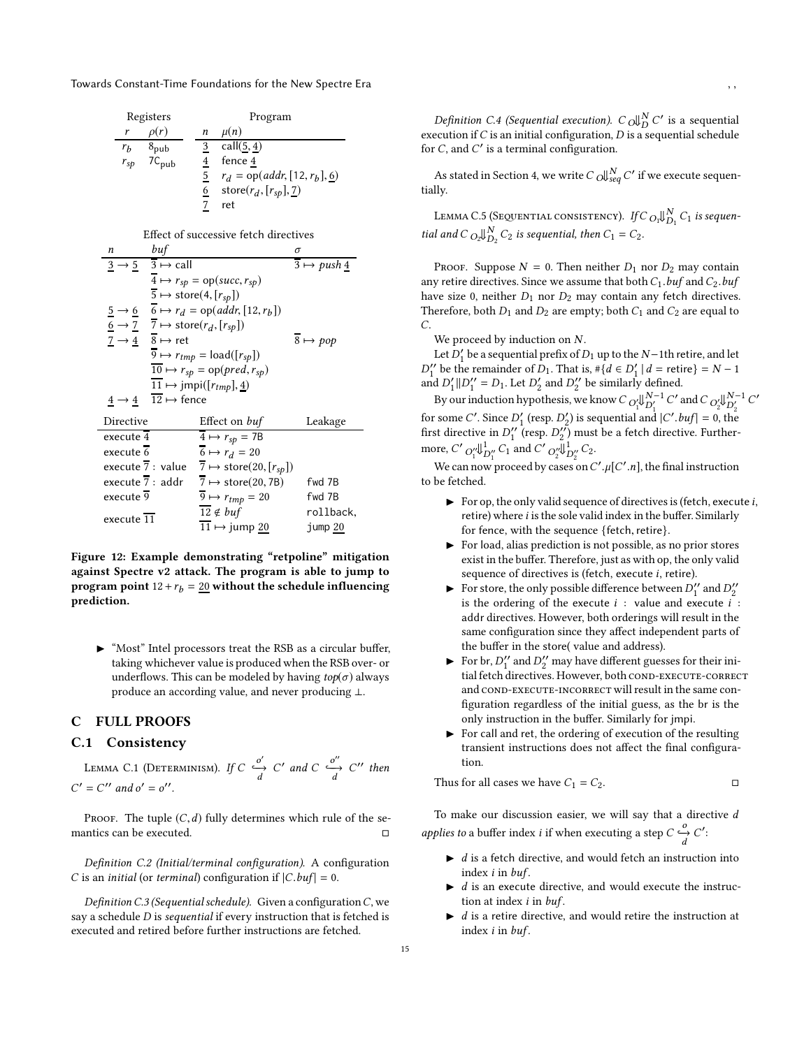| Registers | |
|---|---|
| $r$ | $\rho(r)$ |
| $r_b$ | $8_{\text{pub}}$ |
| $r_{sp}$ | $7C_{\text{pub}}$ |

| Program | |
|---|---|
| $n$ | $\mu(n)$ |
| $\underline{3}$ | call($\underline{5}$, $\underline{4}$) |
| $\underline{4}$ | fence $\underline{4}$ |
| $\underline{5}$ | $r_d$ = op($addr$, [12, $r_b$], $\underline{6}$) |
| $\underline{6}$ | store($r_d$, [$r_{sp}$], $\underline{7}$) |
| $\underline{7}$ | ret |

Effect of successive fetch directives

| $n$ | $buf$ | $\sigma$ |
|---|---|---|
| $\underline{3} \to \underline{5}$ | $\overline{3} \mapsto$ call | $\overline{3} \mapsto push\ \underline{4}$ |
| | $\overline{4} \mapsto r_{sp}$ = op($succ$, $r_{sp}$) | |
| | $\overline{5} \mapsto$ store(4, [$r_{sp}$]) | |
| $\underline{5} \to \underline{6}$ | $\overline{6} \mapsto r_d$ = op($addr$, [12, $r_b$]) | |
| $\underline{6} \to \underline{7}$ | $\overline{7} \mapsto$ store($r_d$, [$r_{sp}$]) | |
| $\underline{7} \to \underline{4}$ | $\overline{8} \mapsto$ ret | $\overline{8} \mapsto pop$ |
| | $\overline{9} \mapsto r_{tmp}$ = load([$r_{sp}$]) | |
| | $\overline{10} \mapsto r_{sp}$ = op($pred$, $r_{sp}$) | |
| | $\overline{11} \mapsto$ jmpi([$r_{tmp}$], $\underline{4}$) | |
| $\underline{4} \to \underline{4}$ | $\overline{12} \mapsto$ fence | |

| Directive | Effect on $buf$ | Leakage |
|---|---|---|
| execute $\overline{4}$ | $\overline{4} \mapsto r_{sp}$ = 7B | |
| execute $\overline{6}$ | $\overline{6} \mapsto r_d$ = 20 | |
| execute $\overline{7}$ : value | $\overline{7} \mapsto$ store(20, [$r_{sp}$]) | |
| execute $\overline{7}$ : addr | $\overline{7} \mapsto$ store(20, 7B) | fwd 7B |
| execute $\overline{9}$ | $\overline{9} \mapsto r_{tmp}$ = 20 | fwd 7B |
| execute $\overline{11}$ | $\overline{12} \notin buf$ <br> $\overline{11} \mapsto$ jump $\underline{20}$ | rollback, <br> jump $\underline{20}$ |

**Figure 12: Example demonstrating "retpoline" mitigation against Spectre v2 attack. The program is able to jump to program point $12 + r_b = \underline{20}$ without the schedule influencing prediction.**

- "Most" Intel processors treat the RSB as a circular buffer, taking whichever value is produced when the RSB over- or underflows. This can be modeled by having $top(\sigma)$ always produce an according value, and never producing $\bot$.

## C FULL PROOFS

### C.1 Consistency

Lemma C.1 (Determinism). *If $C \overset{o'}{\underset{d}{\hookrightarrow}} C'$ and $C \overset{o''}{\underset{d}{\hookrightarrow}} C''$ then $C' = C''$ and $o' = o''$.*

Proof. The tuple $(C, d)$ fully determines which rule of the semantics can be executed. ◻

*Definition C.2 (Initial/terminal configuration).* A configuration $C$ is an *initial* (or *terminal*) configuration if $|C.buf| = 0$.

*Definition C.3 (Sequential schedule).* Given a configuration $C$, we say a schedule $D$ is *sequential* if every instruction that is fetched is executed and retired before further instructions are fetched.

*Definition C.4 (Sequential execution).* $C \,{}_O\!\Downarrow_D^N\, C'$ is a sequential execution if $C$ is an initial configuration, $D$ is a sequential schedule for $C$, and $C'$ is a terminal configuration.

As stated in Section 4, we write $C \,{}_O\!\Downarrow_{seq}^N\, C'$ if we execute sequentially.

Lemma C.5 (Sequential consistency). *If $C \,{}_{O_1}\!\Downarrow_{D_1}^N\, C_1$ is sequential and $C \,{}_{O_2}\!\Downarrow_{D_2}^N\, C_2$ is sequential, then $C_1 = C_2$.*

Proof. Suppose $N = 0$. Then neither $D_1$ nor $D_2$ may contain any retire directives. Since we assume that both $C_1.buf$ and $C_2.buf$ have size 0, neither $D_1$ nor $D_2$ may contain any fetch directives. Therefore, both $D_1$ and $D_2$ are empty; both $C_1$ and $C_2$ are equal to $C$.

We proceed by induction on $N$.

Let $D_1'$ be a sequential prefix of $D_1$ up to the $N-1$th retire, and let $D_1''$ be the remainder of $D_1$. That is, $\#\{d \in D_1' \mid d = \text{retire}\} = N - 1$ and $D_1' \| D_1'' = D_1$. Let $D_2'$ and $D_2''$ be similarly defined.

By our induction hypothesis, we know $C \,{}_{O_1'}\!\Downarrow_{D_1'}^{N-1}\, C'$ and $C \,{}_{O_2'}\!\Downarrow_{D_2'}^{N-1}\, C'$ for some $C'$. Since $D_1'$ (resp. $D_2'$) is sequential and $|C'.buf| = 0$, the first directive in $D_1''$ (resp. $D_2''$) must be a fetch directive. Furthermore, $C' \,{}_{O_1''}\!\Downarrow_{D_1''}^1\, C_1$ and $C' \,{}_{O_2''}\!\Downarrow_{D_2''}^1\, C_2$.

We can now proceed by cases on $C'.\mu[C'.n]$, the final instruction to be fetched.

- For op, the only valid sequence of directives is (fetch, execute $i$, retire) where $i$ is the sole valid index in the buffer. Similarly for fence, with the sequence {fetch, retire}.
- For load, alias prediction is not possible, as no prior stores exist in the buffer. Therefore, just as with op, the only valid sequence of directives is (fetch, execute $i$, retire).
- For store, the only possible difference between $D_1''$ and $D_2''$ is the ordering of the execute $i$ : value and execute $i$ : addr directives. However, both orderings will result in the same configuration since they affect independent parts of the buffer in the store( value and address).
- For br, $D_1''$ and $D_2''$ may have different guesses for their initial fetch directives. However, both cond-execute-correct and cond-execute-incorrect will result in the same configuration regardless of the initial guess, as the br is the only instruction in the buffer. Similarly for jmpi.
- For call and ret, the ordering of execution of the resulting transient instructions does not affect the final configuration.

Thus for all cases we have $C_1 = C_2$. ◻

To make our discussion easier, we will say that a directive $d$ *applies to* a buffer index $i$ if when executing a step $C \overset{o}{\underset{d}{\hookrightarrow}} C'$:

- $d$ is a fetch directive, and would fetch an instruction into index $i$ in $buf$.
- $d$ is an execute directive, and would execute the instruction at index $i$ in $buf$.
- $d$ is a retire directive, and would retire the instruction at index $i$ in $buf$.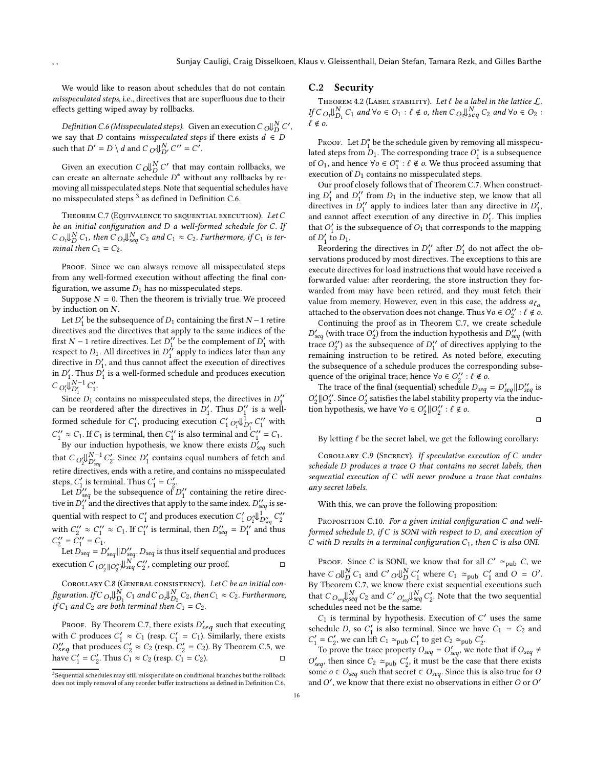We would like to reason about schedules that do not contain *misspeculated steps*, i.e., directives that are superfluous due to their effects getting wiped away by rollbacks.

*Definition C.6 (Misspeculated steps).* Given an execution $C \,_{O}\!\Downarrow_{D}^{N} C'$, we say that $D$ contains *misspeculated steps* if there exists $d \in D$ such that $D' = D \setminus d$ and $C \,_{O'}\!\Downarrow_{D'}^{N} C'' = C'$.

Given an execution $C \,_{O}\!\Downarrow_{D}^{N} C'$ that may contain rollbacks, we can create an alternate schedule $D^*$ without any rollbacks by removing all misspeculated steps. Note that sequential schedules have no misspeculated steps [3] as defined in Definition C.6.

Theorem C.7 (Equivalence to sequential execution). *Let $C$ be an initial configuration and $D$ a well-formed schedule for $C$. If $C \,_{O_1}\!\Downarrow_{D}^{N} C_1$, then $C \,_{O_2}\!\Downarrow_{seq}^{N} C_2$ and $C_1 \approx C_2$. Furthermore, if $C_1$ is terminal then $C_1 = C_2$.*

Proof. Since we can always remove all misspeculated steps from any well-formed execution without affecting the final configuration, we assume $D_1$ has no misspeculated steps.

Suppose $N = 0$. Then the theorem is trivially true. We proceed by induction on $N$.

Let $D_1'$ be the subsequence of $D_1$ containing the first $N-1$ retire directives and the directives that apply to the same indices of the first $N-1$ retire directives. Let $D_1''$ be the complement of $D_1'$ with respect to $D_1$. All directives in $D_1''$ apply to indices later than any directive in $D_1'$, and thus cannot affect the execution of directives in $D_1'$. Thus $D_1'$ is a well-formed schedule and produces execution $C \,_{O_1'}\!\Downarrow_{D_1'}^{N-1} C_1'$.

Since $D_1$ contains no misspeculated steps, the directives in $D_1''$ can be reordered after the directives in $D_1'$. Thus $D_1''$ is a well-formed schedule for $C_1'$, producing execution $C_1' \,_{O_1''}\!\Downarrow_{D_1''}^{1} C_1''$ with $C_1'' \approx C_1$. If $C_1$ is terminal, then $C_1''$ is also terminal and $C_1'' = C_1$.

By our induction hypothesis, we know there exists $D_{seq}'$ such that $C \,_{O_2'}\!\Downarrow_{D_{seq}'}^{N-1} C_2'$. Since $D_1'$ contains equal numbers of fetch and retire directives, ends with a retire, and contains no misspeculated steps, $C_1'$ is terminal. Thus $C_1' = C_2'$.

Let $D_{seq}''$ be the subsequence of $D_1''$ containing the retire directive in $D_1''$ and the directives that apply to the same index. $D_{seq}''$ is sequential with respect to $C_1'$ and produces execution $C_1' \,_{O_2''}\!\Downarrow_{D_{seq}''}^{1} C_2''$ with $C_2'' \approx C_1'' \approx C_1$. If $C_1''$ is terminal, then $D_{seq}'' = D_1''$ and thus $C_2'' = C_1'' = C_1$.

Let $D_{seq} = D_{seq}' \| D_{seq}''$. $D_{seq}$ is thus itself sequential and produces execution $C \,_{(O_2' \| O_2'')}\!\Downarrow_{seq}^{N} C_2''$, completing our proof. ◻

Corollary C.8 (General consistency). *Let $C$ be an initial configuration. If $C \,_{O_1}\!\Downarrow_{D_1}^{N} C_1$ and $C \,_{O_2}\!\Downarrow_{D_2}^{N} C_2$, then $C_1 \approx C_2$. Furthermore, if $C_1$ and $C_2$ are both terminal then $C_1 = C_2$.*

Proof. By Theorem C.7, there exists $D_{seq}'$ such that executing with $C$ produces $C_1' \approx C_1$ (resp. $C_1' = C_1$). Similarly, there exists $D_{seq}''$ that produces $C_2' \approx C_2$ (resp. $C_2' = C_2$). By Theorem C.5, we have $C_1' = C_2'$. Thus $C_1 \approx C_2$ (resp. $C_1 = C_2$). ◻

[3] Sequential schedules may still misspeculate on conditional branches but the rollback does not imply removal of any reorder buffer instructions as defined in Definition C.6.

## C.2 Security

Theorem 4.2 (Label stability). *Let $\ell$ be a label in the lattice $\mathcal{L}$. If $C \,_{O_1}\!\Downarrow_{D_1}^{N} C_1$ and $\forall o \in O_1 : \ell \notin o$, then $C \,_{O_2}\!\Downarrow_{seq}^{N} C_2$ and $\forall o \in O_2 : \ell \notin o$.*

Proof. Let $D_1^*$ be the schedule given by removing all misspeculated steps from $D_1$. The corresponding trace $O_1^*$ is a subsequence of $O_1$, and hence $\forall o \in O_1^* : \ell \notin o$. We thus proceed assuming that execution of $D_1$ contains no misspeculated steps.

Our proof closely follows that of Theorem C.7. When constructing $D_1'$ and $D_1''$ from $D_1$ in the inductive step, we know that all directives in $D_1''$ apply to indices later than any directive in $D_1'$, and cannot affect execution of any directive in $D_1'$. This implies that $O_1'$ is the subsequence of $O_1$ that corresponds to the mapping of $D_1'$ to $D_1$.

Reordering the directives in $D_1''$ after $D_1'$ do not affect the observations produced by most directives. The exceptions to this are execute directives for load instructions that would have received a forwarded value: after reordering, the store instruction they forwarded from may have been retired, and they must fetch their value from memory. However, even in this case, the address $a_{\ell_a}$ attached to the observation does not change. Thus $\forall o \in O_2'' : \ell \notin o$.

Continuing the proof as in Theorem C.7, we create schedule $D_{seq}'$ (with trace $O_2'$) from the induction hypothesis and $D_{seq}''$ (with trace $O_2''$) as the subsequence of $D_1''$ of directives applying to the remaining instruction to be retired. As noted before, executing the subsequence of a schedule produces the corresponding subsequence of the original trace; hence $\forall o \in O_2'' : \ell \notin o$.

The trace of the final (sequential) schedule $D_{seq} = D_{seq}' \| D_{seq}''$ is $O_2' \| O_2''$. Since $O_2'$ satisfies the label stability property via the induction hypothesis, we have $\forall o \in O_2' \| O_2'' : \ell \notin o$.

◻

By letting $\ell$ be the secret label, we get the following corollary:

Corollary C.9 (Secrecy). *If speculative execution of $C$ under schedule $D$ produces a trace $O$ that contains no secret labels, then sequential execution of $C$ will never produce a trace that contains any secret labels.*

With this, we can prove the following proposition:

Proposition C.10. *For a given initial configuration $C$ and well-formed schedule $D$, if $C$ is SONI with respect to $D$, and execution of $C$ with $D$ results in a terminal configuration $C_1$, then $C$ is also ONI.*

Proof. Since $C$ is SONI, we know that for all $C' \simeq_{\text{pub}} C$, we have $C \,_{O}\!\Downarrow_{D}^{N} C_1$ and $C' \,_{O'}\!\Downarrow_{D}^{N} C_1'$ where $C_1 \simeq_{\text{pub}} C_1'$ and $O = O'$. By Theorem C.7, we know there exist sequential executions such that $C \,_{O_{seq}}\!\Downarrow_{seq}^{N} C_2$ and $C' \,_{O_{seq}'}\!\Downarrow_{seq}^{N} C_2'$. Note that the two sequential schedules need not be the same.

$C_1$ is terminal by hypothesis. Execution of $C'$ uses the same schedule $D$, so $C_1'$ is also terminal. Since we have $C_1 = C_2$ and $C_1' = C_2'$, we can lift $C_1 \simeq_{\text{pub}} C_1'$ to get $C_2 \simeq_{\text{pub}} C_2'$.

To prove the trace property $O_{seq} = O_{seq}'$, we note that if $O_{seq} \neq O_{seq}'$, then since $C_2 \simeq_{\text{pub}} C_2'$, it must be the case that there exists some $o \in O_{seq}$ such that secret $\in O_{seq}$. Since this is also true for $O$ and $O'$, we know that there exist no observations in either $O$ or $O'$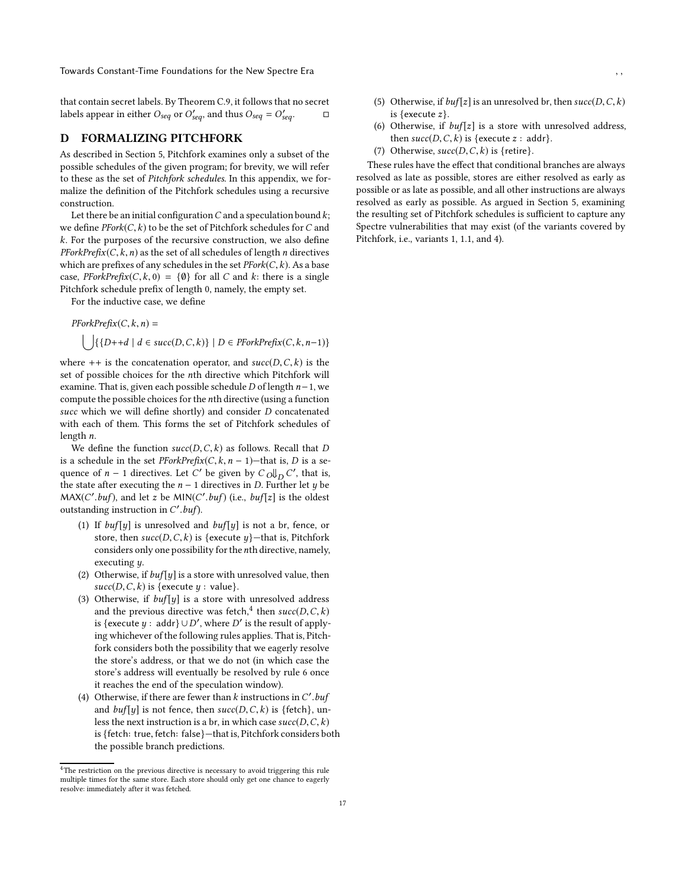that contain secret labels. By Theorem C.9, it follows that no secret labels appear in either $O_{seq}$ or $O'_{seq}$, and thus $O_{seq} = O'_{seq}$. □

## D FORMALIZING PITCHFORK

As described in Section 5, Pitchfork examines only a subset of the possible schedules of the given program; for brevity, we will refer to these as the set of *Pitchfork schedules*. In this appendix, we formalize the definition of the Pitchfork schedules using a recursive construction.

Let there be an initial configuration $C$ and a speculation bound $k$; we define $PFork(C, k)$ to be the set of Pitchfork schedules for $C$ and $k$. For the purposes of the recursive construction, we also define $PForkPrefix(C, k, n)$ as the set of all schedules of length $n$ directives which are prefixes of any schedules in the set $PFork(C, k)$. As a base case, $PForkPrefix(C, k, 0) = \{\emptyset\}$ for all $C$ and $k$: there is a single Pitchfork schedule prefix of length 0, namely, the empty set.

For the inductive case, we define

$$PForkPrefix(C, k, n) = \bigcup \{\{D{+\!+}d \mid d \in succ(D, C, k)\} \mid D \in PForkPrefix(C, k, n{-}1)\}$$

where ++ is the concatenation operator, and $succ(D, C, k)$ is the set of possible choices for the $n$th directive which Pitchfork will examine. That is, given each possible schedule $D$ of length $n-1$, we compute the possible choices for the $n$th directive (using a function *succ* which we will define shortly) and consider $D$ concatenated with each of them. This forms the set of Pitchfork schedules of length $n$.

We define the function $succ(D, C, k)$ as follows. Recall that $D$ is a schedule in the set $PForkPrefix(C, k, n-1)$—that is, $D$ is a sequence of $n-1$ directives. Let $C'$ be given by $C \;_{O}\!\Downarrow_{D} C'$, that is, the state after executing the $n-1$ directives in $D$. Further let $y$ be $\mathsf{MAX}(C'.buf)$, and let $z$ be $\mathsf{MIN}(C'.buf)$ (i.e., $buf[z]$ is the oldest outstanding instruction in $C'.buf$).

1. If $buf[y]$ is unresolved and $buf[y]$ is not a br, fence, or store, then $succ(D, C, k)$ is $\{\text{execute } y\}$—that is, Pitchfork considers only one possibility for the $n$th directive, namely, executing $y$.
2. Otherwise, if $buf[y]$ is a store with unresolved value, then $succ(D, C, k)$ is $\{\text{execute } y : \text{value}\}$.
3. Otherwise, if $buf[y]$ is a store with unresolved address and the previous directive was fetch,[4] then $succ(D, C, k)$ is $\{\text{execute } y : \text{addr}\} \cup D'$, where $D'$ is the result of applying whichever of the following rules applies. That is, Pitchfork considers both the possibility that we eagerly resolve the store's address, or that we do not (in which case the store's address will eventually be resolved by rule 6 once it reaches the end of the speculation window).
4. Otherwise, if there are fewer than $k$ instructions in $C'.buf$ and $buf[y]$ is not fence, then $succ(D, C, k)$ is $\{\text{fetch}\}$, unless the next instruction is a br, in which case $succ(D, C, k)$ is $\{\text{fetch: true}, \text{fetch: false}\}$—that is, Pitchfork considers both the possible branch predictions.
5. Otherwise, if $buf[z]$ is an unresolved br, then $succ(D, C, k)$ is $\{\text{execute } z\}$.
6. Otherwise, if $buf[z]$ is a store with unresolved address, then $succ(D, C, k)$ is $\{\text{execute } z : \text{addr}\}$.
7. Otherwise, $succ(D, C, k)$ is $\{\text{retire}\}$.

These rules have the effect that conditional branches are always resolved as late as possible, stores are either resolved as early as possible or as late as possible, and all other instructions are always resolved as early as possible. As argued in Section 5, examining the resulting set of Pitchfork schedules is sufficient to capture any Spectre vulnerabilities that may exist (of the variants covered by Pitchfork, i.e., variants 1, 1.1, and 4).

[4] The restriction on the previous directive is necessary to avoid triggering this rule multiple times for the same store. Each store should only get one chance to eagerly resolve: immediately after it was fetched.